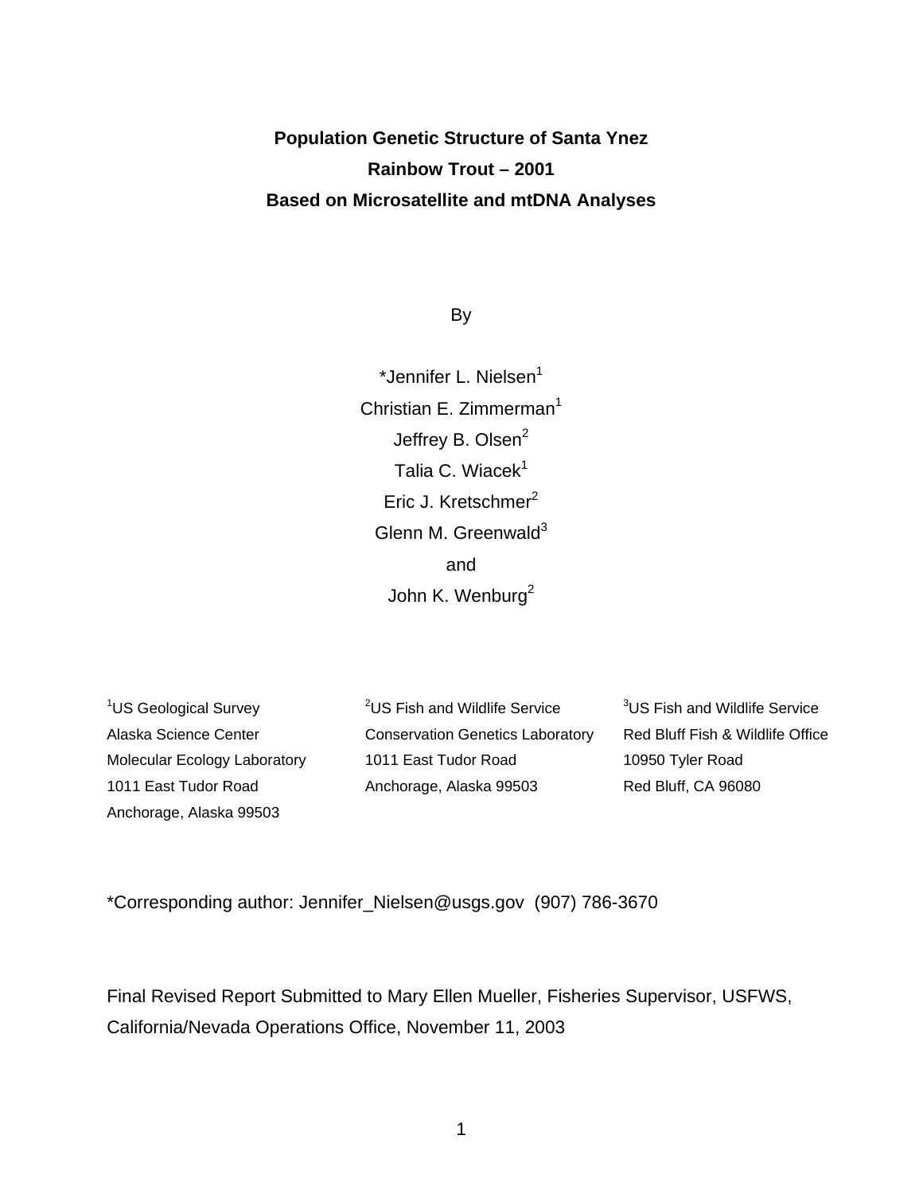# Population Genetic Structure of Santa Ynez Rainbow Trout – 2001 Based on Microsatellite and mtDNA Analyses

By

*Jennifer L. Nielsen[1]
Christian E. Zimmerman[1]
Jeffrey B. Olsen[2]
Talia C. Wiacek[1]
Eric J. Kretschmer[2]
Glenn M. Greenwald[3]
and
John K. Wenburg[2]

[1]US Geological Survey
Alaska Science Center
Molecular Ecology Laboratory
1011 East Tudor Road
Anchorage, Alaska 99503

[2]US Fish and Wildlife Service
Conservation Genetics Laboratory
1011 East Tudor Road
Anchorage, Alaska 99503

[3]US Fish and Wildlife Service
Red Bluff Fish & Wildlife Office
10950 Tyler Road
Red Bluff, CA 96080

*Corresponding author: Jennifer_Nielsen@usgs.gov (907) 786-3670

Final Revised Report Submitted to Mary Ellen Mueller, Fisheries Supervisor, USFWS, California/Nevada Operations Office, November 11, 2003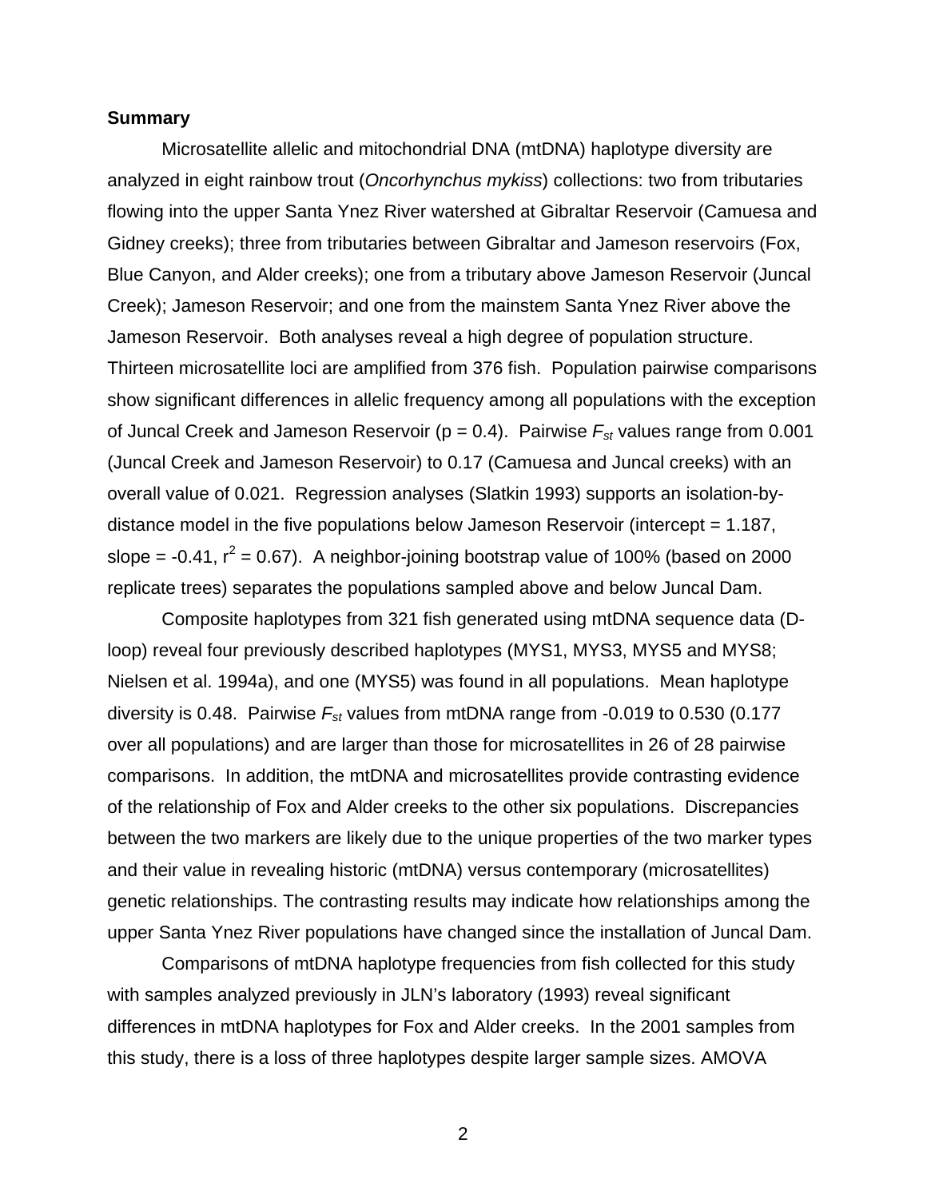**Summary**

Microsatellite allelic and mitochondrial DNA (mtDNA) haplotype diversity are analyzed in eight rainbow trout (*Oncorhynchus mykiss*) collections: two from tributaries flowing into the upper Santa Ynez River watershed at Gibraltar Reservoir (Camuesa and Gidney creeks); three from tributaries between Gibraltar and Jameson reservoirs (Fox, Blue Canyon, and Alder creeks); one from a tributary above Jameson Reservoir (Juncal Creek); Jameson Reservoir; and one from the mainstem Santa Ynez River above the Jameson Reservoir. Both analyses reveal a high degree of population structure. Thirteen microsatellite loci are amplified from 376 fish. Population pairwise comparisons show significant differences in allelic frequency among all populations with the exception of Juncal Creek and Jameson Reservoir ($p = 0.4$). Pairwise $F_{st}$ values range from 0.001 (Juncal Creek and Jameson Reservoir) to 0.17 (Camuesa and Juncal creeks) with an overall value of 0.021. Regression analyses (Slatkin 1993) supports an isolation-by-distance model in the five populations below Jameson Reservoir (intercept = 1.187, slope = -0.41, $r^2 = 0.67$). A neighbor-joining bootstrap value of 100% (based on 2000 replicate trees) separates the populations sampled above and below Juncal Dam.

Composite haplotypes from 321 fish generated using mtDNA sequence data (D-loop) reveal four previously described haplotypes (MYS1, MYS3, MYS5 and MYS8; Nielsen et al. 1994a), and one (MYS5) was found in all populations. Mean haplotype diversity is 0.48. Pairwise $F_{st}$ values from mtDNA range from -0.019 to 0.530 (0.177 over all populations) and are larger than those for microsatellites in 26 of 28 pairwise comparisons. In addition, the mtDNA and microsatellites provide contrasting evidence of the relationship of Fox and Alder creeks to the other six populations. Discrepancies between the two markers are likely due to the unique properties of the two marker types and their value in revealing historic (mtDNA) versus contemporary (microsatellites) genetic relationships. The contrasting results may indicate how relationships among the upper Santa Ynez River populations have changed since the installation of Juncal Dam.

Comparisons of mtDNA haplotype frequencies from fish collected for this study with samples analyzed previously in JLN's laboratory (1993) reveal significant differences in mtDNA haplotypes for Fox and Alder creeks. In the 2001 samples from this study, there is a loss of three haplotypes despite larger sample sizes. AMOVA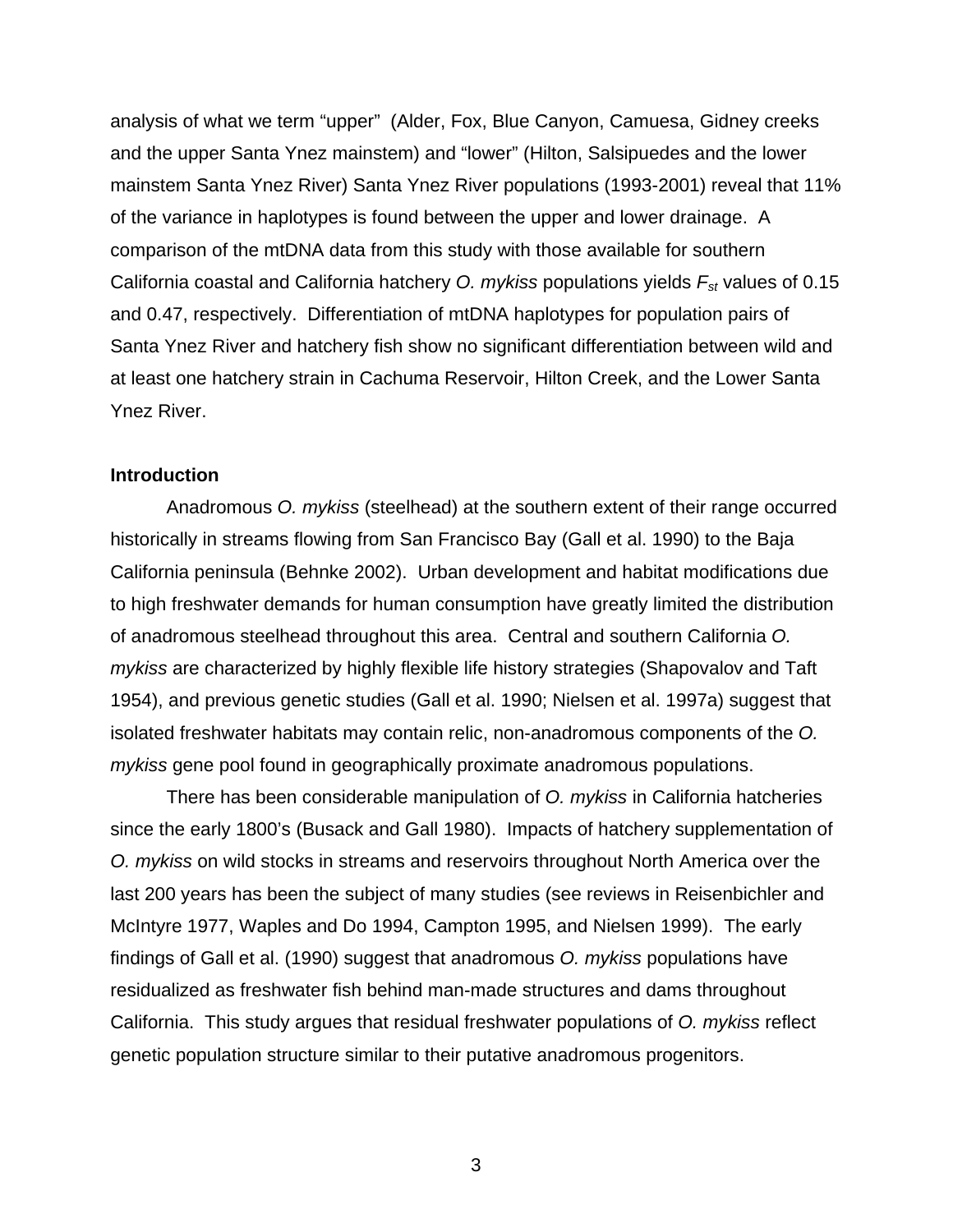analysis of what we term “upper” (Alder, Fox, Blue Canyon, Camuesa, Gidney creeks and the upper Santa Ynez mainstem) and “lower” (Hilton, Salsipuedes and the lower mainstem Santa Ynez River) Santa Ynez River populations (1993-2001) reveal that 11% of the variance in haplotypes is found between the upper and lower drainage. A comparison of the mtDNA data from this study with those available for southern California coastal and California hatchery *O. mykiss* populations yields $F_{st}$ values of 0.15 and 0.47, respectively. Differentiation of mtDNA haplotypes for population pairs of Santa Ynez River and hatchery fish show no significant differentiation between wild and at least one hatchery strain in Cachuma Reservoir, Hilton Creek, and the Lower Santa Ynez River.

### Introduction

Anadromous *O. mykiss* (steelhead) at the southern extent of their range occurred historically in streams flowing from San Francisco Bay (Gall et al. 1990) to the Baja California peninsula (Behnke 2002). Urban development and habitat modifications due to high freshwater demands for human consumption have greatly limited the distribution of anadromous steelhead throughout this area. Central and southern California *O. mykiss* are characterized by highly flexible life history strategies (Shapovalov and Taft 1954), and previous genetic studies (Gall et al. 1990; Nielsen et al. 1997a) suggest that isolated freshwater habitats may contain relic, non-anadromous components of the *O. mykiss* gene pool found in geographically proximate anadromous populations.

There has been considerable manipulation of *O. mykiss* in California hatcheries since the early 1800’s (Busack and Gall 1980). Impacts of hatchery supplementation of *O. mykiss* on wild stocks in streams and reservoirs throughout North America over the last 200 years has been the subject of many studies (see reviews in Reisenbichler and McIntyre 1977, Waples and Do 1994, Campton 1995, and Nielsen 1999). The early findings of Gall et al. (1990) suggest that anadromous *O. mykiss* populations have residualized as freshwater fish behind man-made structures and dams throughout California. This study argues that residual freshwater populations of *O. mykiss* reflect genetic population structure similar to their putative anadromous progenitors.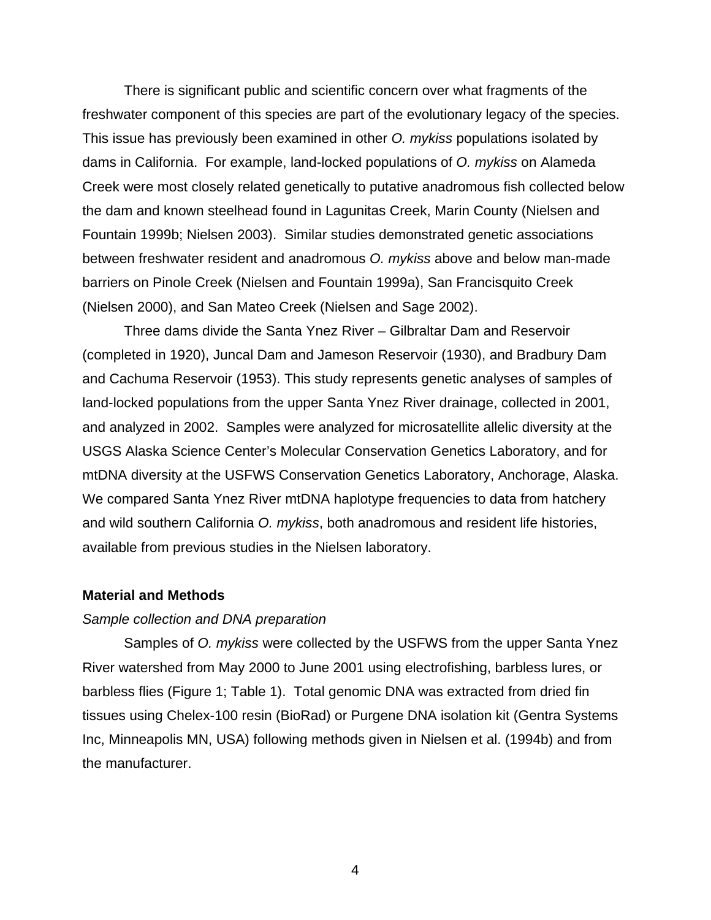There is significant public and scientific concern over what fragments of the freshwater component of this species are part of the evolutionary legacy of the species. This issue has previously been examined in other *O. mykiss* populations isolated by dams in California. For example, land-locked populations of *O. mykiss* on Alameda Creek were most closely related genetically to putative anadromous fish collected below the dam and known steelhead found in Lagunitas Creek, Marin County (Nielsen and Fountain 1999b; Nielsen 2003). Similar studies demonstrated genetic associations between freshwater resident and anadromous *O. mykiss* above and below man-made barriers on Pinole Creek (Nielsen and Fountain 1999a), San Francisquito Creek (Nielsen 2000), and San Mateo Creek (Nielsen and Sage 2002).

Three dams divide the Santa Ynez River – Gilbraltar Dam and Reservoir (completed in 1920), Juncal Dam and Jameson Reservoir (1930), and Bradbury Dam and Cachuma Reservoir (1953). This study represents genetic analyses of samples of land-locked populations from the upper Santa Ynez River drainage, collected in 2001, and analyzed in 2002. Samples were analyzed for microsatellite allelic diversity at the USGS Alaska Science Center's Molecular Conservation Genetics Laboratory, and for mtDNA diversity at the USFWS Conservation Genetics Laboratory, Anchorage, Alaska. We compared Santa Ynez River mtDNA haplotype frequencies to data from hatchery and wild southern California *O. mykiss*, both anadromous and resident life histories, available from previous studies in the Nielsen laboratory.

## Material and Methods

### *Sample collection and DNA preparation*

Samples of *O. mykiss* were collected by the USFWS from the upper Santa Ynez River watershed from May 2000 to June 2001 using electrofishing, barbless lures, or barbless flies (Figure 1; Table 1). Total genomic DNA was extracted from dried fin tissues using Chelex-100 resin (BioRad) or Purgene DNA isolation kit (Gentra Systems Inc, Minneapolis MN, USA) following methods given in Nielsen et al. (1994b) and from the manufacturer.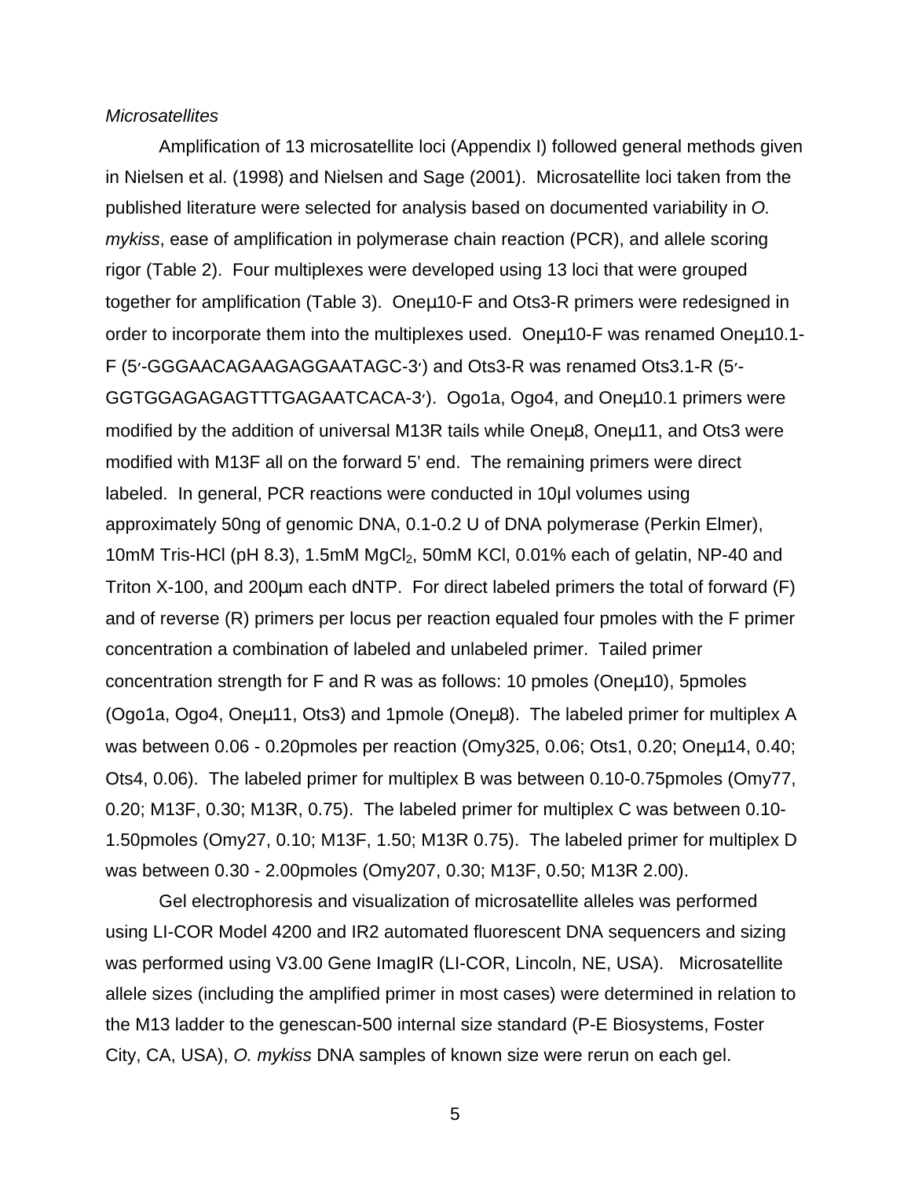*Microsatellites*

Amplification of 13 microsatellite loci (Appendix I) followed general methods given in Nielsen et al. (1998) and Nielsen and Sage (2001). Microsatellite loci taken from the published literature were selected for analysis based on documented variability in *O. mykiss*, ease of amplification in polymerase chain reaction (PCR), and allele scoring rigor (Table 2). Four multiplexes were developed using 13 loci that were grouped together for amplification (Table 3). Oneμ10-F and Ots3-R primers were redesigned in order to incorporate them into the multiplexes used. Oneμ10-F was renamed Oneμ10.1-F (5′-GGGAACAGAAGAGGAATAGC-3′) and Ots3-R was renamed Ots3.1-R (5′-GGTGGAGAGAGTTTGAGAATCACA-3′). Ogo1a, Ogo4, and Oneμ10.1 primers were modified by the addition of universal M13R tails while Oneμ8, Oneμ11, and Ots3 were modified with M13F all on the forward 5' end. The remaining primers were direct labeled. In general, PCR reactions were conducted in 10μl volumes using approximately 50ng of genomic DNA, 0.1-0.2 U of DNA polymerase (Perkin Elmer), 10mM Tris-HCl (pH 8.3), 1.5mM $MgCl_2$, 50mM KCl, 0.01% each of gelatin, NP-40 and Triton X-100, and 200μm each dNTP. For direct labeled primers the total of forward (F) and of reverse (R) primers per locus per reaction equaled four pmoles with the F primer concentration a combination of labeled and unlabeled primer. Tailed primer concentration strength for F and R was as follows: 10 pmoles (Oneμ10), 5pmoles (Ogo1a, Ogo4, Oneμ11, Ots3) and 1pmole (Oneμ8). The labeled primer for multiplex A was between 0.06 - 0.20pmoles per reaction (Omy325, 0.06; Ots1, 0.20; Oneμ14, 0.40; Ots4, 0.06). The labeled primer for multiplex B was between 0.10-0.75pmoles (Omy77, 0.20; M13F, 0.30; M13R, 0.75). The labeled primer for multiplex C was between 0.10-1.50pmoles (Omy27, 0.10; M13F, 1.50; M13R 0.75). The labeled primer for multiplex D was between 0.30 - 2.00pmoles (Omy207, 0.30; M13F, 0.50; M13R 2.00).

Gel electrophoresis and visualization of microsatellite alleles was performed using LI-COR Model 4200 and IR2 automated fluorescent DNA sequencers and sizing was performed using V3.00 Gene ImagIR (LI-COR, Lincoln, NE, USA). Microsatellite allele sizes (including the amplified primer in most cases) were determined in relation to the M13 ladder to the genescan-500 internal size standard (P-E Biosystems, Foster City, CA, USA), *O. mykiss* DNA samples of known size were rerun on each gel.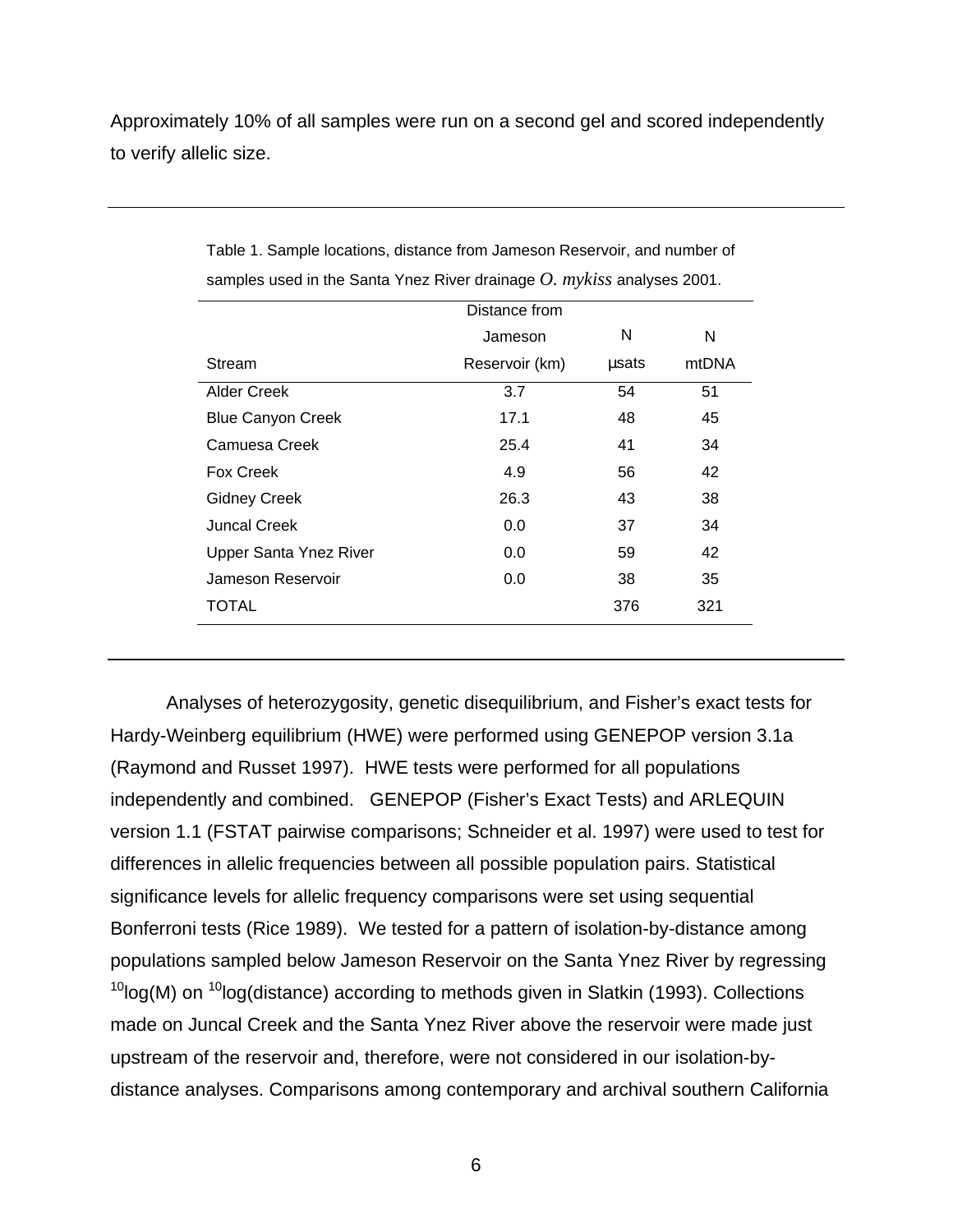Approximately 10% of all samples were run on a second gel and scored independently to verify allelic size.

Table 1. Sample locations, distance from Jameson Reservoir, and number of samples used in the Santa Ynez River drainage *O. mykiss* analyses 2001.

| Stream | Distance from Jameson Reservoir (km) | N µsats | N mtDNA |
|---|---|---|---|
| Alder Creek | 3.7 | 54 | 51 |
| Blue Canyon Creek | 17.1 | 48 | 45 |
| Camuesa Creek | 25.4 | 41 | 34 |
| Fox Creek | 4.9 | 56 | 42 |
| Gidney Creek | 26.3 | 43 | 38 |
| Juncal Creek | 0.0 | 37 | 34 |
| Upper Santa Ynez River | 0.0 | 59 | 42 |
| Jameson Reservoir | 0.0 | 38 | 35 |
| TOTAL | | 376 | 321 |

Analyses of heterozygosity, genetic disequilibrium, and Fisher's exact tests for Hardy-Weinberg equilibrium (HWE) were performed using GENEPOP version 3.1a (Raymond and Russet 1997). HWE tests were performed for all populations independently and combined. GENEPOP (Fisher's Exact Tests) and ARLEQUIN version 1.1 (FSTAT pairwise comparisons; Schneider et al. 1997) were used to test for differences in allelic frequencies between all possible population pairs. Statistical significance levels for allelic frequency comparisons were set using sequential Bonferroni tests (Rice 1989). We tested for a pattern of isolation-by-distance among populations sampled below Jameson Reservoir on the Santa Ynez River by regressing $^{10}\log(M)$ on $^{10}\log(\text{distance})$ according to methods given in Slatkin (1993). Collections made on Juncal Creek and the Santa Ynez River above the reservoir were made just upstream of the reservoir and, therefore, were not considered in our isolation-by-distance analyses. Comparisons among contemporary and archival southern California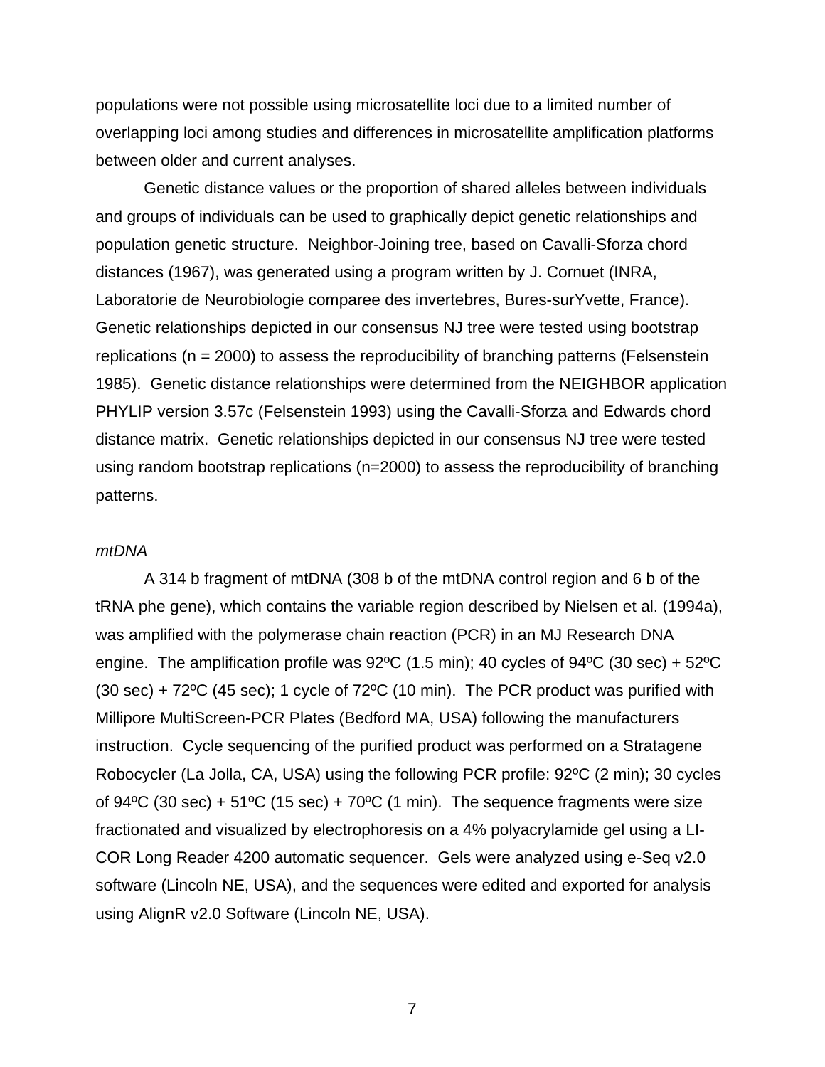populations were not possible using microsatellite loci due to a limited number of overlapping loci among studies and differences in microsatellite amplification platforms between older and current analyses.

Genetic distance values or the proportion of shared alleles between individuals and groups of individuals can be used to graphically depict genetic relationships and population genetic structure. Neighbor-Joining tree, based on Cavalli-Sforza chord distances (1967), was generated using a program written by J. Cornuet (INRA, Laboratorie de Neurobiologie comparee des invertebres, Bures-surYvette, France). Genetic relationships depicted in our consensus NJ tree were tested using bootstrap replications (n = 2000) to assess the reproducibility of branching patterns (Felsenstein 1985). Genetic distance relationships were determined from the NEIGHBOR application PHYLIP version 3.57c (Felsenstein 1993) using the Cavalli-Sforza and Edwards chord distance matrix. Genetic relationships depicted in our consensus NJ tree were tested using random bootstrap replications (n=2000) to assess the reproducibility of branching patterns.

*mtDNA*

A 314 b fragment of mtDNA (308 b of the mtDNA control region and 6 b of the tRNA phe gene), which contains the variable region described by Nielsen et al. (1994a), was amplified with the polymerase chain reaction (PCR) in an MJ Research DNA engine. The amplification profile was 92ºC (1.5 min); 40 cycles of 94ºC (30 sec) + 52ºC (30 sec) + 72ºC (45 sec); 1 cycle of 72ºC (10 min). The PCR product was purified with Millipore MultiScreen-PCR Plates (Bedford MA, USA) following the manufacturers instruction. Cycle sequencing of the purified product was performed on a Stratagene Robocycler (La Jolla, CA, USA) using the following PCR profile: 92ºC (2 min); 30 cycles of 94ºC (30 sec) + 51ºC (15 sec) + 70ºC (1 min). The sequence fragments were size fractionated and visualized by electrophoresis on a 4% polyacrylamide gel using a LI-COR Long Reader 4200 automatic sequencer. Gels were analyzed using e-Seq v2.0 software (Lincoln NE, USA), and the sequences were edited and exported for analysis using AlignR v2.0 Software (Lincoln NE, USA).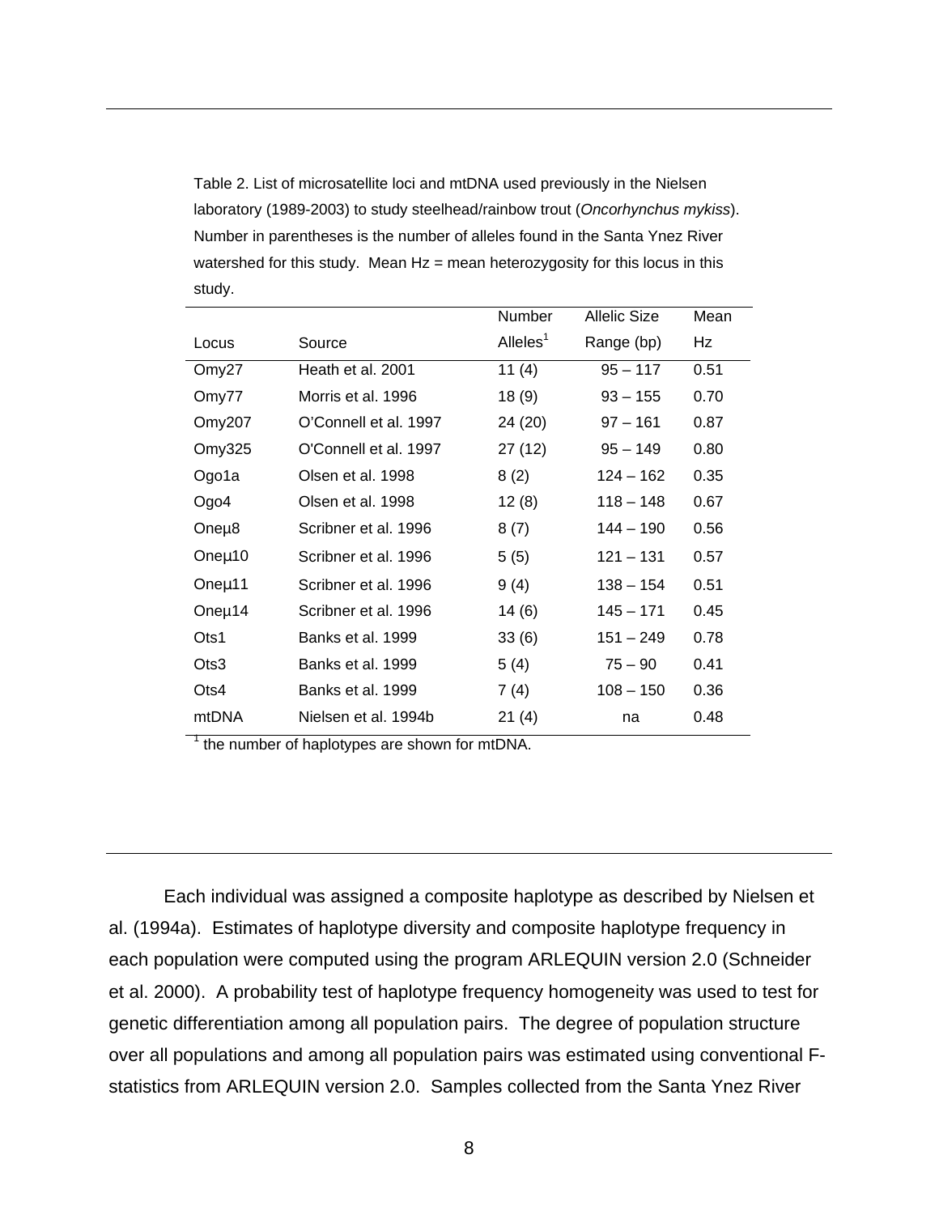Table 2. List of microsatellite loci and mtDNA used previously in the Nielsen laboratory (1989-2003) to study steelhead/rainbow trout (*Oncorhynchus mykiss*). Number in parentheses is the number of alleles found in the Santa Ynez River watershed for this study. Mean Hz = mean heterozygosity for this locus in this study.

| Locus | Source | Number Alleles[1] | Allelic Size Range (bp) | Mean Hz |
|---|---|---|---|---|
| Omy27 | Heath et al. 2001 | 11 (4) | 95 – 117 | 0.51 |
| Omy77 | Morris et al. 1996 | 18 (9) | 93 – 155 | 0.70 |
| Omy207 | O'Connell et al. 1997 | 24 (20) | 97 – 161 | 0.87 |
| Omy325 | O'Connell et al. 1997 | 27 (12) | 95 – 149 | 0.80 |
| Ogo1a | Olsen et al. 1998 | 8 (2) | 124 – 162 | 0.35 |
| Ogo4 | Olsen et al. 1998 | 12 (8) | 118 – 148 | 0.67 |
| Oneμ8 | Scribner et al. 1996 | 8 (7) | 144 – 190 | 0.56 |
| Oneμ10 | Scribner et al. 1996 | 5 (5) | 121 – 131 | 0.57 |
| Oneμ11 | Scribner et al. 1996 | 9 (4) | 138 – 154 | 0.51 |
| Oneμ14 | Scribner et al. 1996 | 14 (6) | 145 – 171 | 0.45 |
| Ots1 | Banks et al. 1999 | 33 (6) | 151 – 249 | 0.78 |
| Ots3 | Banks et al. 1999 | 5 (4) | 75 – 90 | 0.41 |
| Ots4 | Banks et al. 1999 | 7 (4) | 108 – 150 | 0.36 |
| mtDNA | Nielsen et al. 1994b | 21 (4) | na | 0.48 |

[1] the number of haplotypes are shown for mtDNA.

Each individual was assigned a composite haplotype as described by Nielsen et al. (1994a). Estimates of haplotype diversity and composite haplotype frequency in each population were computed using the program ARLEQUIN version 2.0 (Schneider et al. 2000). A probability test of haplotype frequency homogeneity was used to test for genetic differentiation among all population pairs. The degree of population structure over all populations and among all population pairs was estimated using conventional F-statistics from ARLEQUIN version 2.0. Samples collected from the Santa Ynez River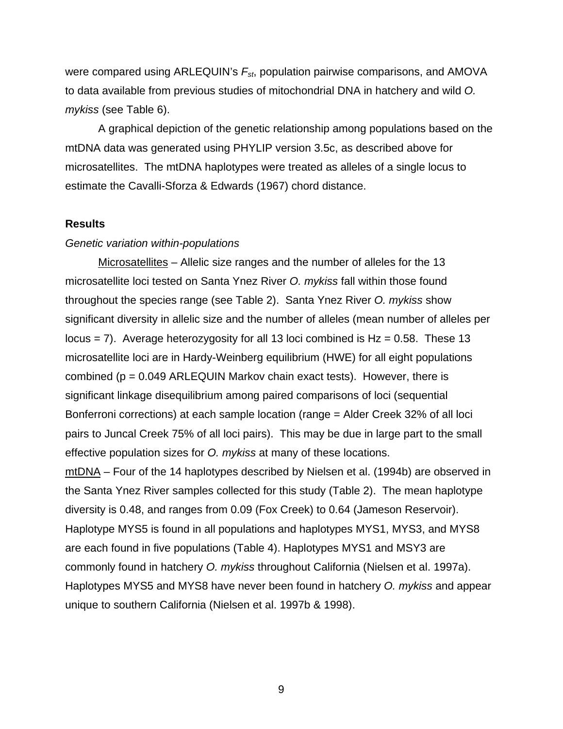were compared using ARLEQUIN's $F_{st}$, population pairwise comparisons, and AMOVA to data available from previous studies of mitochondrial DNA in hatchery and wild *O. mykiss* (see Table 6).

A graphical depiction of the genetic relationship among populations based on the mtDNA data was generated using PHYLIP version 3.5c, as described above for microsatellites. The mtDNA haplotypes were treated as alleles of a single locus to estimate the Cavalli-Sforza & Edwards (1967) chord distance.

**Results**

*Genetic variation within-populations*

Microsatellites – Allelic size ranges and the number of alleles for the 13 microsatellite loci tested on Santa Ynez River *O. mykiss* fall within those found throughout the species range (see Table 2). Santa Ynez River *O. mykiss* show significant diversity in allelic size and the number of alleles (mean number of alleles per locus = 7). Average heterozygosity for all 13 loci combined is Hz = 0.58. These 13 microsatellite loci are in Hardy-Weinberg equilibrium (HWE) for all eight populations combined ($p = 0.049$ ARLEQUIN Markov chain exact tests). However, there is significant linkage disequilibrium among paired comparisons of loci (sequential Bonferroni corrections) at each sample location (range = Alder Creek 32% of all loci pairs to Juncal Creek 75% of all loci pairs). This may be due in large part to the small effective population sizes for *O. mykiss* at many of these locations.

mtDNA – Four of the 14 haplotypes described by Nielsen et al. (1994b) are observed in the Santa Ynez River samples collected for this study (Table 2). The mean haplotype diversity is 0.48, and ranges from 0.09 (Fox Creek) to 0.64 (Jameson Reservoir). Haplotype MYS5 is found in all populations and haplotypes MYS1, MYS3, and MYS8 are each found in five populations (Table 4). Haplotypes MYS1 and MSY3 are commonly found in hatchery *O. mykiss* throughout California (Nielsen et al. 1997a). Haplotypes MYS5 and MYS8 have never been found in hatchery *O. mykiss* and appear unique to southern California (Nielsen et al. 1997b & 1998).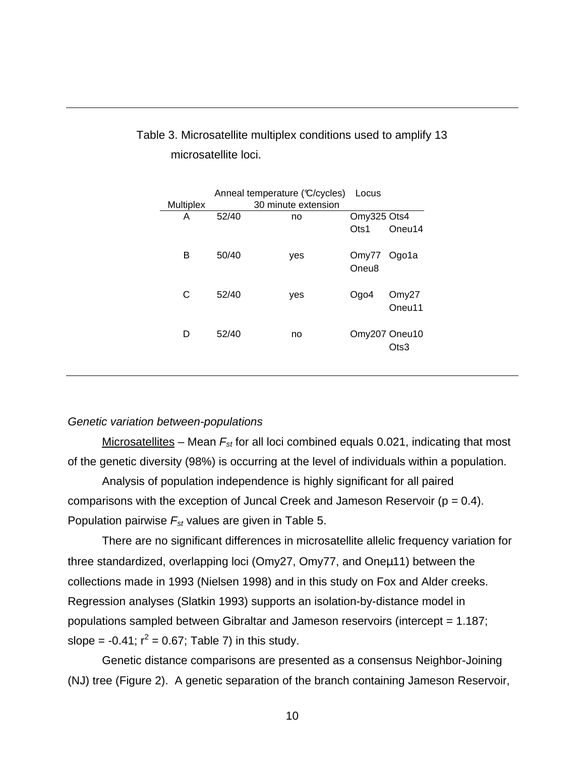Table 3. Microsatellite multiplex conditions used to amplify 13 microsatellite loci.

| Multiplex | Anneal temperature (℃/cycles) | 30 minute extension | Locus | |
|---|---|---|---|---|
| A | 52/40 | no | Omy325 | Ots4 |
| | | | Ots1 | Oneu14 |
| B | 50/40 | yes | Omy77 | Ogo1a |
| | | | Oneu8 | |
| C | 52/40 | yes | Ogo4 | Omy27 |
| | | | | Oneu11 |
| D | 52/40 | no | Omy207 | Oneu10 |
| | | | | Ots3 |

*Genetic variation between-populations*

Microsatellites – Mean $F_{st}$ for all loci combined equals 0.021, indicating that most of the genetic diversity (98%) is occurring at the level of individuals within a population.

Analysis of population independence is highly significant for all paired comparisons with the exception of Juncal Creek and Jameson Reservoir ($p = 0.4$). Population pairwise $F_{st}$ values are given in Table 5.

There are no significant differences in microsatellite allelic frequency variation for three standardized, overlapping loci (Omy27, Omy77, and Oneμ11) between the collections made in 1993 (Nielsen 1998) and in this study on Fox and Alder creeks. Regression analyses (Slatkin 1993) supports an isolation-by-distance model in populations sampled between Gibraltar and Jameson reservoirs (intercept = 1.187; slope = -0.41; $r^2 = 0.67$; Table 7) in this study.

Genetic distance comparisons are presented as a consensus Neighbor-Joining (NJ) tree (Figure 2). A genetic separation of the branch containing Jameson Reservoir,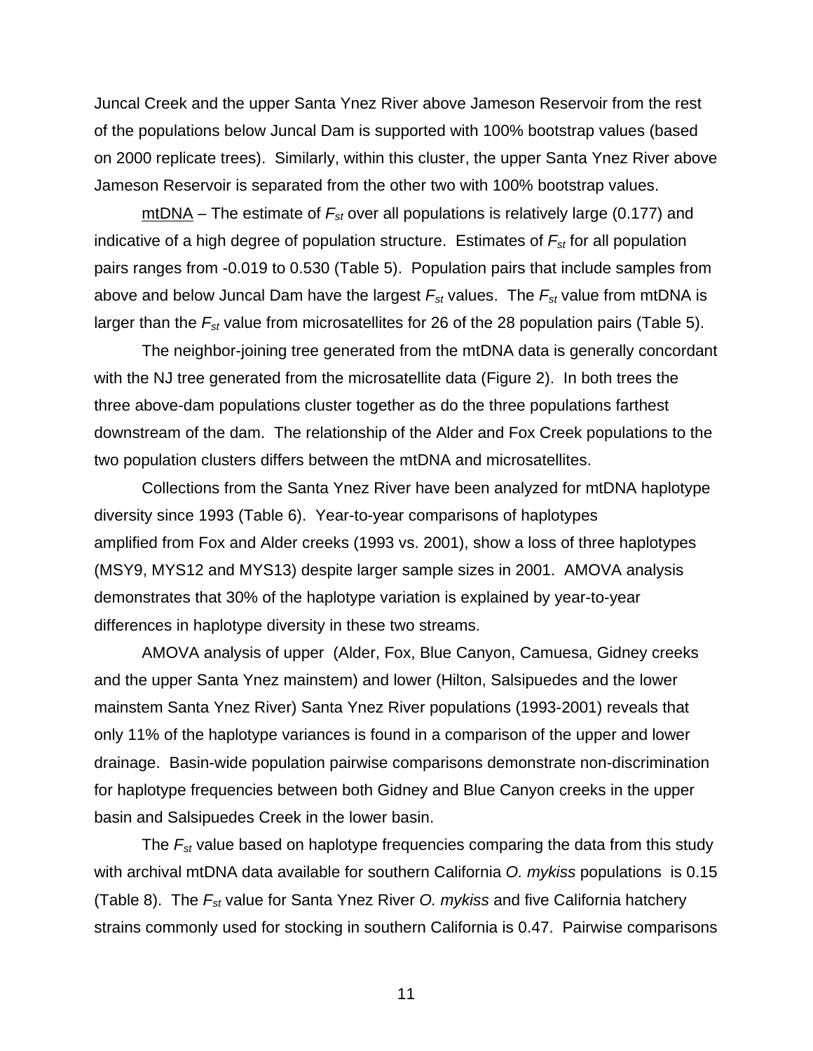Juncal Creek and the upper Santa Ynez River above Jameson Reservoir from the rest of the populations below Juncal Dam is supported with 100% bootstrap values (based on 2000 replicate trees). Similarly, within this cluster, the upper Santa Ynez River above Jameson Reservoir is separated from the other two with 100% bootstrap values.

<u>mtDNA</u> – The estimate of $F_{st}$ over all populations is relatively large (0.177) and indicative of a high degree of population structure. Estimates of $F_{st}$ for all population pairs ranges from -0.019 to 0.530 (Table 5). Population pairs that include samples from above and below Juncal Dam have the largest $F_{st}$ values. The $F_{st}$ value from mtDNA is larger than the $F_{st}$ value from microsatellites for 26 of the 28 population pairs (Table 5).

The neighbor-joining tree generated from the mtDNA data is generally concordant with the NJ tree generated from the microsatellite data (Figure 2). In both trees the three above-dam populations cluster together as do the three populations farthest downstream of the dam. The relationship of the Alder and Fox Creek populations to the two population clusters differs between the mtDNA and microsatellites.

Collections from the Santa Ynez River have been analyzed for mtDNA haplotype diversity since 1993 (Table 6). Year-to-year comparisons of haplotypes amplified from Fox and Alder creeks (1993 vs. 2001), show a loss of three haplotypes (MSY9, MYS12 and MYS13) despite larger sample sizes in 2001. AMOVA analysis demonstrates that 30% of the haplotype variation is explained by year-to-year differences in haplotype diversity in these two streams.

AMOVA analysis of upper (Alder, Fox, Blue Canyon, Camuesa, Gidney creeks and the upper Santa Ynez mainstem) and lower (Hilton, Salsipuedes and the lower mainstem Santa Ynez River) Santa Ynez River populations (1993-2001) reveals that only 11% of the haplotype variances is found in a comparison of the upper and lower drainage. Basin-wide population pairwise comparisons demonstrate non-discrimination for haplotype frequencies between both Gidney and Blue Canyon creeks in the upper basin and Salsipuedes Creek in the lower basin.

The $F_{st}$ value based on haplotype frequencies comparing the data from this study with archival mtDNA data available for southern California *O. mykiss* populations is 0.15 (Table 8). The $F_{st}$ value for Santa Ynez River *O. mykiss* and five California hatchery strains commonly used for stocking in southern California is 0.47. Pairwise comparisons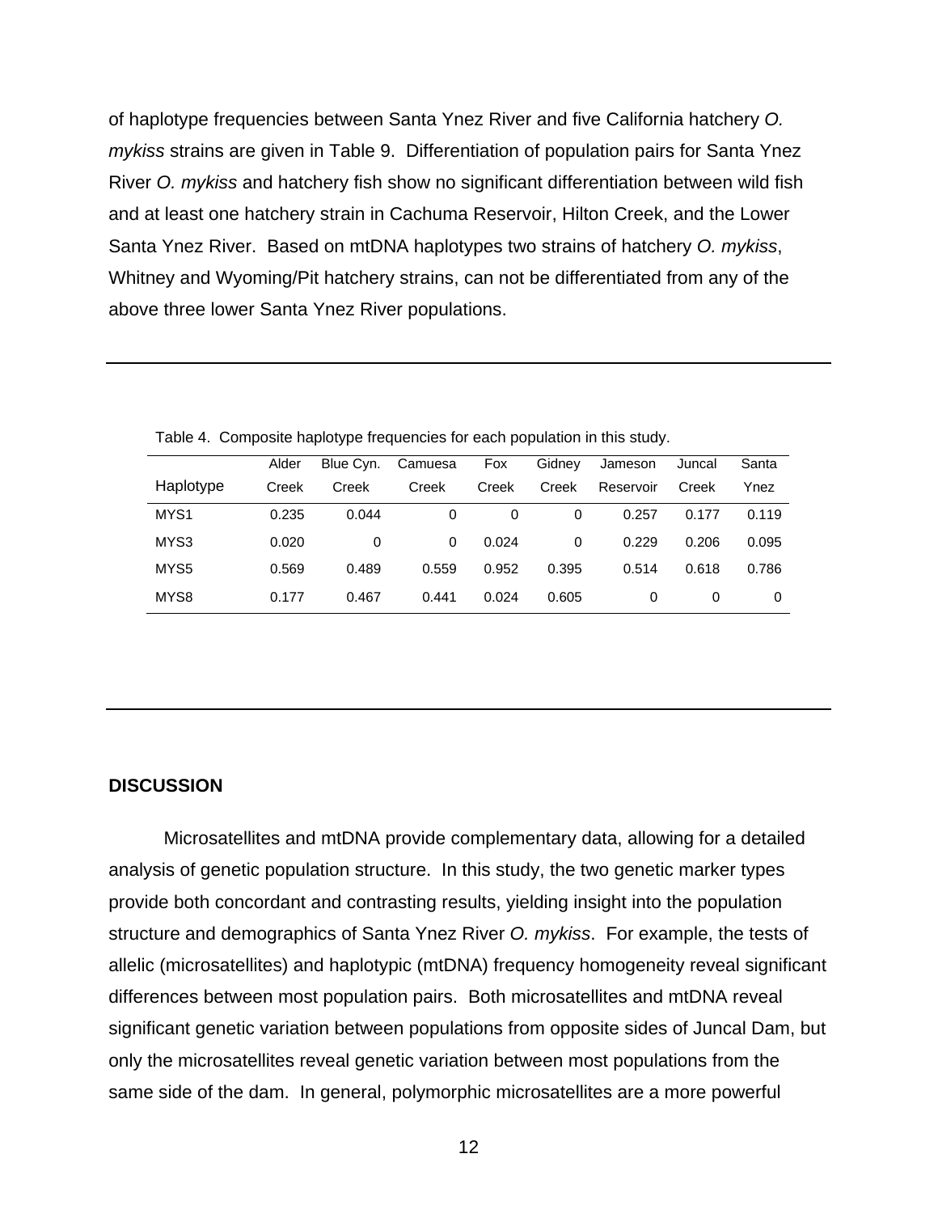of haplotype frequencies between Santa Ynez River and five California hatchery *O. mykiss* strains are given in Table 9. Differentiation of population pairs for Santa Ynez River *O. mykiss* and hatchery fish show no significant differentiation between wild fish and at least one hatchery strain in Cachuma Reservoir, Hilton Creek, and the Lower Santa Ynez River. Based on mtDNA haplotypes two strains of hatchery *O. mykiss*, Whitney and Wyoming/Pit hatchery strains, can not be differentiated from any of the above three lower Santa Ynez River populations.

---

Table 4. Composite haplotype frequencies for each population in this study.

| Haplotype | Alder Creek | Blue Cyn. Creek | Camuesa Creek | Fox Creek | Gidney Creek | Jameson Reservoir | Juncal Creek | Santa Ynez |
|---|---|---|---|---|---|---|---|---|
| MYS1 | 0.235 | 0.044 | 0 | 0 | 0 | 0.257 | 0.177 | 0.119 |
| MYS3 | 0.020 | 0 | 0 | 0.024 | 0 | 0.229 | 0.206 | 0.095 |
| MYS5 | 0.569 | 0.489 | 0.559 | 0.952 | 0.395 | 0.514 | 0.618 | 0.786 |
| MYS8 | 0.177 | 0.467 | 0.441 | 0.024 | 0.605 | 0 | 0 | 0 |

---

## DISCUSSION

Microsatellites and mtDNA provide complementary data, allowing for a detailed analysis of genetic population structure. In this study, the two genetic marker types provide both concordant and contrasting results, yielding insight into the population structure and demographics of Santa Ynez River *O. mykiss*. For example, the tests of allelic (microsatellites) and haplotypic (mtDNA) frequency homogeneity reveal significant differences between most population pairs. Both microsatellites and mtDNA reveal significant genetic variation between populations from opposite sides of Juncal Dam, but only the microsatellites reveal genetic variation between most populations from the same side of the dam. In general, polymorphic microsatellites are a more powerful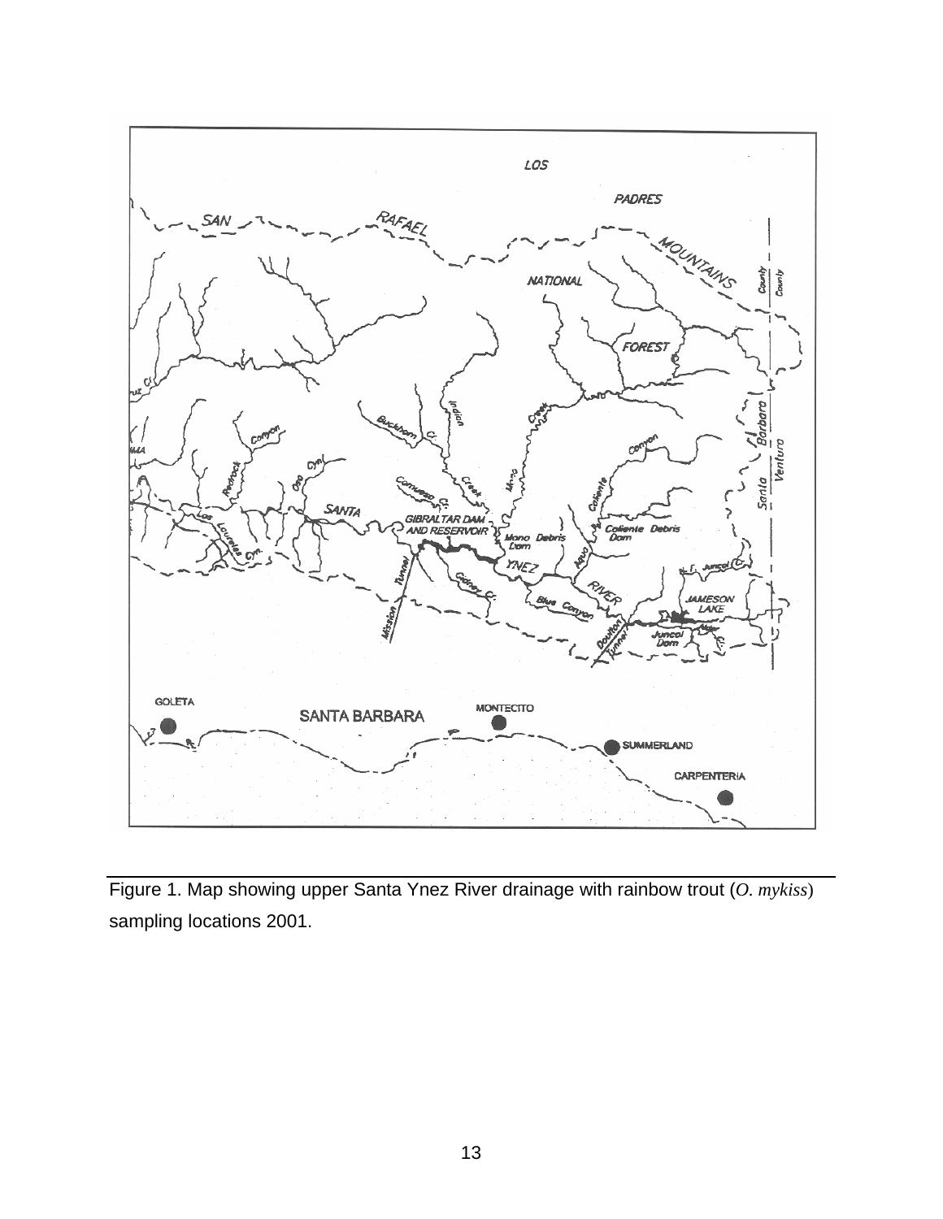Figure 1. Map showing upper Santa Ynez River drainage with rainbow trout (*O. mykiss*) sampling locations 2001.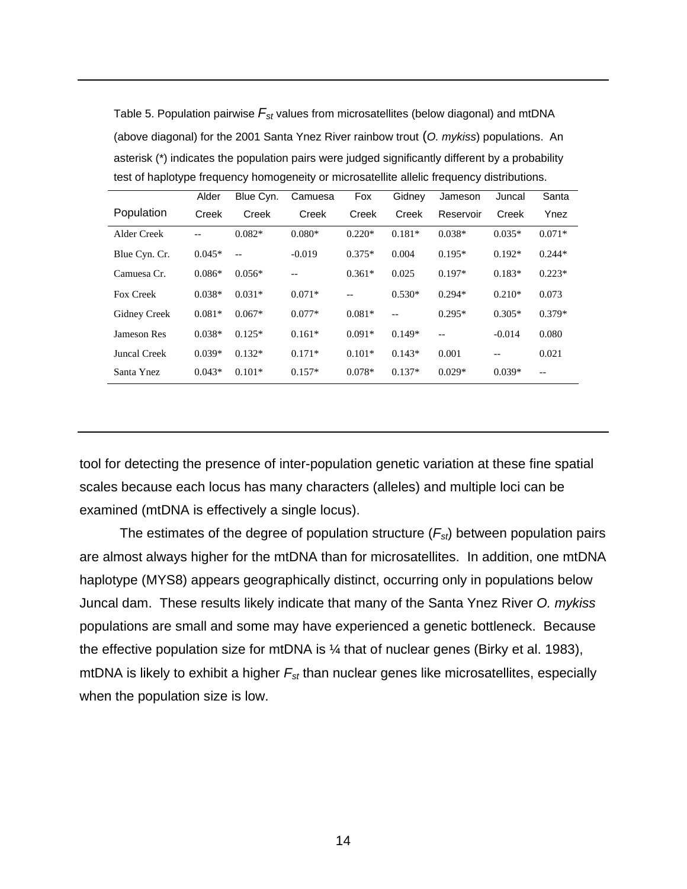Table 5. Population pairwise $F_{st}$ values from microsatellites (below diagonal) and mtDNA (above diagonal) for the 2001 Santa Ynez River rainbow trout (*O. mykiss*) populations. An asterisk (*) indicates the population pairs were judged significantly different by a probability test of haplotype frequency homogeneity or microsatellite allelic frequency distributions.

| Population | Alder Creek | Blue Cyn. Creek | Camuesa Creek | Fox Creek | Gidney Creek | Jameson Reservoir | Juncal Creek | Santa Ynez |
|---|---|---|---|---|---|---|---|---|
| Alder Creek | -- | 0.082* | 0.080* | 0.220* | 0.181* | 0.038* | 0.035* | 0.071* |
| Blue Cyn. Cr. | 0.045* | -- | -0.019 | 0.375* | 0.004 | 0.195* | 0.192* | 0.244* |
| Camuesa Cr. | 0.086* | 0.056* | -- | 0.361* | 0.025 | 0.197* | 0.183* | 0.223* |
| Fox Creek | 0.038* | 0.031* | 0.071* | -- | 0.530* | 0.294* | 0.210* | 0.073 |
| Gidney Creek | 0.081* | 0.067* | 0.077* | 0.081* | -- | 0.295* | 0.305* | 0.379* |
| Jameson Res | 0.038* | 0.125* | 0.161* | 0.091* | 0.149* | -- | -0.014 | 0.080 |
| Juncal Creek | 0.039* | 0.132* | 0.171* | 0.101* | 0.143* | 0.001 | -- | 0.021 |
| Santa Ynez | 0.043* | 0.101* | 0.157* | 0.078* | 0.137* | 0.029* | 0.039* | -- |

tool for detecting the presence of inter-population genetic variation at these fine spatial scales because each locus has many characters (alleles) and multiple loci can be examined (mtDNA is effectively a single locus).

The estimates of the degree of population structure ($F_{st}$) between population pairs are almost always higher for the mtDNA than for microsatellites. In addition, one mtDNA haplotype (MYS8) appears geographically distinct, occurring only in populations below Juncal dam. These results likely indicate that many of the Santa Ynez River *O. mykiss* populations are small and some may have experienced a genetic bottleneck. Because the effective population size for mtDNA is ¼ that of nuclear genes (Birky et al. 1983), mtDNA is likely to exhibit a higher $F_{st}$ than nuclear genes like microsatellites, especially when the population size is low.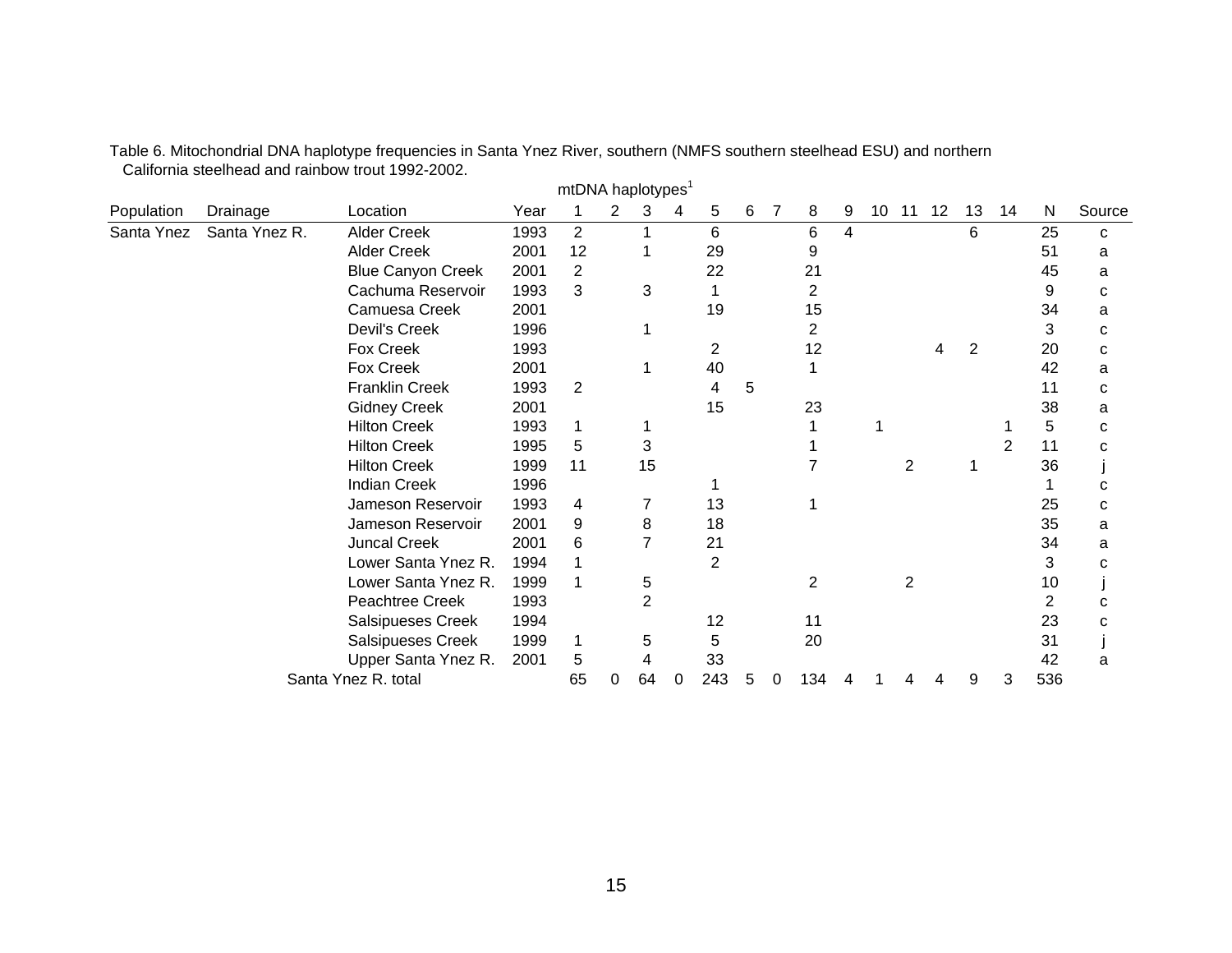Table 6. Mitochondrial DNA haplotype frequencies in Santa Ynez River, southern (NMFS southern steelhead ESU) and northern California steelhead and rainbow trout 1992-2002.

| | | | | mtDNA haplotypes[1] | | | | | | | | | | | | | | | |
|---|---|---|---|---|---|---|---|---|---|---|---|---|---|---|---|---|---|---|---|
| Population | Drainage | Location | Year | 1 | 2 | 3 | 4 | 5 | 6 | 7 | 8 | 9 | 10 | 11 | 12 | 13 | 14 | N | Source |
| Santa Ynez | Santa Ynez R. | Alder Creek | 1993 | 2 | | 1 | | 6 | | | 6 | 4 | | | | 6 | | 25 | c |
| | | Alder Creek | 2001 | 12 | | 1 | | 29 | | | 9 | | | | | | | 51 | a |
| | | Blue Canyon Creek | 2001 | 2 | | | | 22 | | | 21 | | | | | | | 45 | a |
| | | Cachuma Reservoir | 1993 | 3 | | 3 | | 1 | | | 2 | | | | | | | 9 | c |
| | | Camuesa Creek | 2001 | | | | | 19 | | | 15 | | | | | | | 34 | a |
| | | Devil's Creek | 1996 | | | 1 | | | | | 2 | | | | | | | 3 | c |
| | | Fox Creek | 1993 | | | | | 2 | | | 12 | | | | 4 | 2 | | 20 | c |
| | | Fox Creek | 2001 | | | 1 | | 40 | | | 1 | | | | | | | 42 | a |
| | | Franklin Creek | 1993 | 2 | | | | 4 | 5 | | | | | | | | | 11 | c |
| | | Gidney Creek | 2001 | | | | | 15 | | | 23 | | | | | | | 38 | a |
| | | Hilton Creek | 1993 | 1 | | 1 | | | | | 1 | | 1 | | | | 1 | 5 | c |
| | | Hilton Creek | 1995 | 5 | | 3 | | | | | 1 | | | | | | 2 | 11 | c |
| | | Hilton Creek | 1999 | 11 | | 15 | | | | | 7 | | | 2 | | 1 | | 36 | j |
| | | Indian Creek | 1996 | | | | | 1 | | | | | | | | | | 1 | c |
| | | Jameson Reservoir | 1993 | 4 | | 7 | | 13 | | | 1 | | | | | | | 25 | c |
| | | Jameson Reservoir | 2001 | 9 | | 8 | | 18 | | | | | | | | | | 35 | a |
| | | Juncal Creek | 2001 | 6 | | 7 | | 21 | | | | | | | | | | 34 | a |
| | | Lower Santa Ynez R. | 1994 | 1 | | | | 2 | | | | | | | | | | 3 | c |
| | | Lower Santa Ynez R. | 1999 | 1 | | 5 | | | | | 2 | | | 2 | | | | 10 | j |
| | | Peachtree Creek | 1993 | | | 2 | | | | | | | | | | | | 2 | c |
| | | Salsipueses Creek | 1994 | | | | | 12 | | | 11 | | | | | | | 23 | c |
| | | Salsipueses Creek | 1999 | 1 | | 5 | | 5 | | | 20 | | | | | | | 31 | j |
| | | Upper Santa Ynez R. | 2001 | 5 | | 4 | | 33 | | | | | | | | | | 42 | a |
| | Santa Ynez R. total | | | 65 | 0 | 64 | 0 | 243 | 5 | 0 | 134 | 4 | 1 | 4 | 4 | 9 | 3 | 536 | |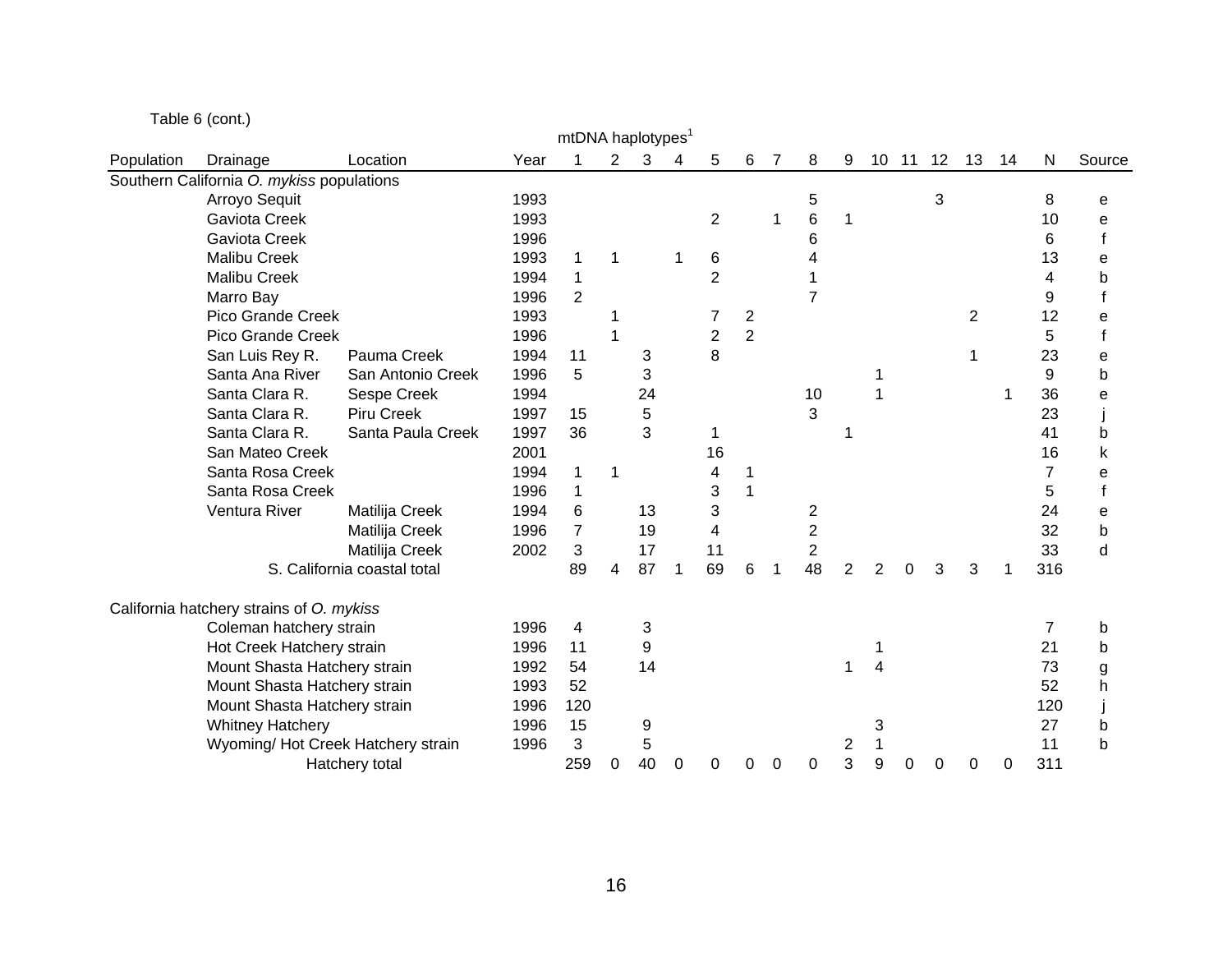Table 6 (cont.)

| Population | Drainage | Location | Year | 1 | 2 | 3 | 4 | 5 | 6 | 7 | 8 | 9 | 10 | 11 | 12 | 13 | 14 | N | Source |
|---|---|---|---|---|---|---|---|---|---|---|---|---|---|---|---|---|---|---|---|
| | | | | mtDNA haplotypes[1] | | | | | | | | | | | | | | | |
| Southern California *O. mykiss* populations | | | | | | | | | | | | | | | | | | | |
| | Arroyo Sequit | | 1993 | | | | | | | | 5 | | | | 3 | | | 8 | e |
| | Gaviota Creek | | 1993 | | | | | 2 | | 1 | 6 | 1 | | | | | | 10 | e |
| | Gaviota Creek | | 1996 | | | | | | | | 6 | | | | | | | 6 | f |
| | Malibu Creek | | 1993 | 1 | 1 | | 1 | 6 | | | 4 | | | | | | | 13 | e |
| | Malibu Creek | | 1994 | 1 | | | | 2 | | | 1 | | | | | | | 4 | b |
| | Marro Bay | | 1996 | 2 | | | | | | | 7 | | | | | | | 9 | f |
| | Pico Grande Creek | | 1993 | | 1 | | | 7 | 2 | | | | | | | 2 | | 12 | e |
| | Pico Grande Creek | | 1996 | | 1 | | | 2 | 2 | | | | | | | | | 5 | f |
| | San Luis Rey R. | Pauma Creek | 1994 | 11 | | 3 | | 8 | | | | | | | | 1 | | 23 | e |
| | Santa Ana River | San Antonio Creek | 1996 | 5 | | 3 | | | | | | | 1 | | | | | 9 | b |
| | Santa Clara R. | Sespe Creek | 1994 | | | 24 | | | | | 10 | | 1 | | | | 1 | 36 | e |
| | Santa Clara R. | Piru Creek | 1997 | 15 | | 5 | | | | | 3 | | | | | | | 23 | j |
| | Santa Clara R. | Santa Paula Creek | 1997 | 36 | | 3 | | 1 | | | | 1 | | | | | | 41 | b |
| | San Mateo Creek | | 2001 | | | | | 16 | | | | | | | | | | 16 | k |
| | Santa Rosa Creek | | 1994 | 1 | 1 | | | 4 | 1 | | | | | | | | | 7 | e |
| | Santa Rosa Creek | | 1996 | 1 | | | | 3 | 1 | | | | | | | | | 5 | f |
| | Ventura River | Matilija Creek | 1994 | 6 | | 13 | | 3 | | | 2 | | | | | | | 24 | e |
| | | Matilija Creek | 1996 | 7 | | 19 | | 4 | | | 2 | | | | | | | 32 | b |
| | | Matilija Creek | 2002 | 3 | | 17 | | 11 | | | 2 | | | | | | | 33 | d |
| | S. California coastal total | | | 89 | 4 | 87 | 1 | 69 | 6 | 1 | 48 | 2 | 2 | 0 | 3 | 3 | 1 | 316 | |
| California hatchery strains of *O. mykiss* | | | | | | | | | | | | | | | | | | | |
| | Coleman hatchery strain | | 1996 | 4 | | 3 | | | | | | | | | | | | 7 | b |
| | Hot Creek Hatchery strain | | 1996 | 11 | | 9 | | | | | | | 1 | | | | | 21 | b |
| | Mount Shasta Hatchery strain | | 1992 | 54 | | 14 | | | | | | 1 | 4 | | | | | 73 | g |
| | Mount Shasta Hatchery strain | | 1993 | 52 | | | | | | | | | | | | | | 52 | h |
| | Mount Shasta Hatchery strain | | 1996 | 120 | | | | | | | | | | | | | | 120 | j |
| | Whitney Hatchery | | 1996 | 15 | | 9 | | | | | | | 3 | | | | | 27 | b |
| | Wyoming/ Hot Creek Hatchery strain | | 1996 | 3 | | 5 | | | | | | 2 | 1 | | | | | 11 | b |
| | Hatchery total | | | 259 | 0 | 40 | 0 | 0 | 0 | 0 | 0 | 3 | 9 | 0 | 0 | 0 | 0 | 311 | |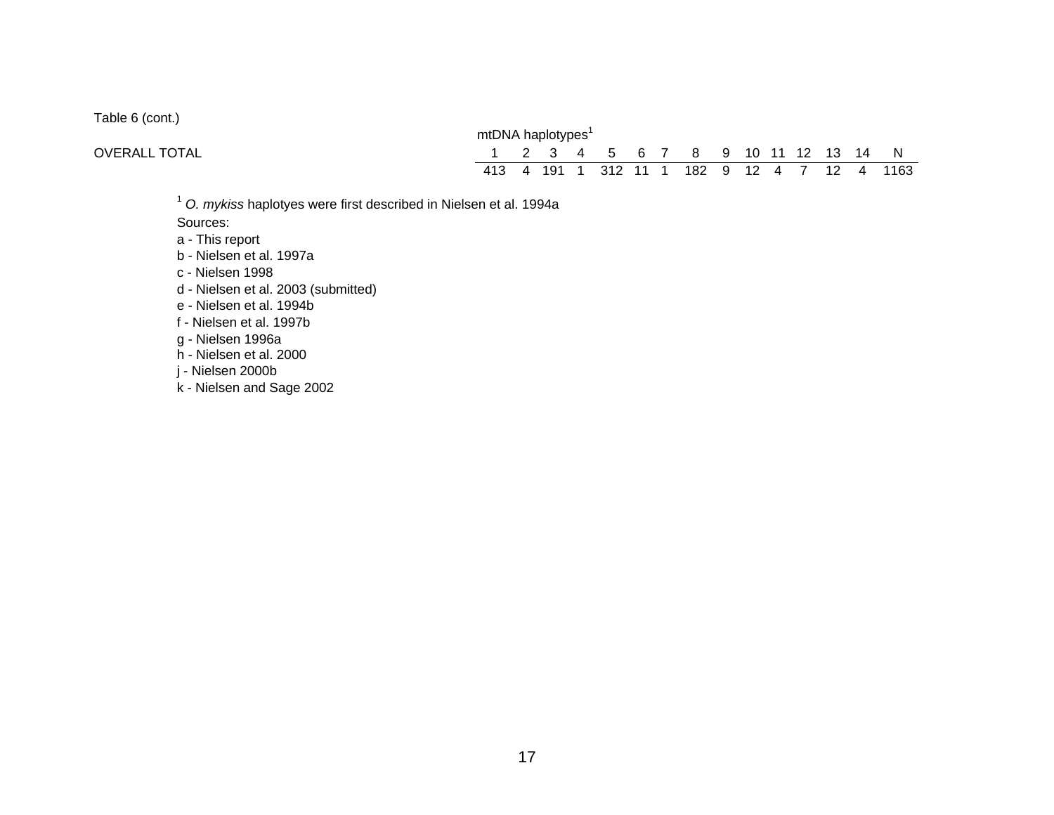Table 6 (cont.)

| | mtDNA haplotypes[1] | | | | | | | | | | | | | | |
|---|---|---|---|---|---|---|---|---|---|---|---|---|---|---|---|
| OVERALL TOTAL | 1 | 2 | 3 | 4 | 5 | 6 | 7 | 8 | 9 | 10 | 11 | 12 | 13 | 14 | N |
| | 413 | 4 | 191 | 1 | 312 | 11 | 1 | 182 | 9 | 12 | 4 | 7 | 12 | 4 | 1163 |

[1] *O. mykiss* haplotyes were first described in Nielsen et al. 1994a

Sources:

a - This report
b - Nielsen et al. 1997a
c - Nielsen 1998
d - Nielsen et al. 2003 (submitted)
e - Nielsen et al. 1994b
f - Nielsen et al. 1997b
g - Nielsen 1996a
h - Nielsen et al. 2000
j - Nielsen 2000b
k - Nielsen and Sage 2002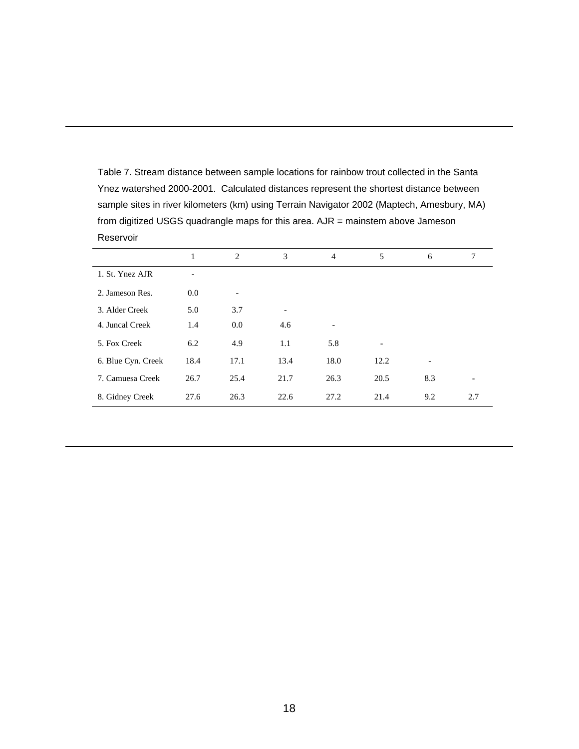Table 7. Stream distance between sample locations for rainbow trout collected in the Santa Ynez watershed 2000-2001. Calculated distances represent the shortest distance between sample sites in river kilometers (km) using Terrain Navigator 2002 (Maptech, Amesbury, MA) from digitized USGS quadrangle maps for this area. AJR = mainstem above Jameson Reservoir

| | 1 | 2 | 3 | 4 | 5 | 6 | 7 |
|---|---|---|---|---|---|---|---|
| 1. St. Ynez AJR | - | | | | | | |
| 2. Jameson Res. | 0.0 | - | | | | | |
| 3. Alder Creek | 5.0 | 3.7 | - | | | | |
| 4. Juncal Creek | 1.4 | 0.0 | 4.6 | - | | | |
| 5. Fox Creek | 6.2 | 4.9 | 1.1 | 5.8 | - | | |
| 6. Blue Cyn. Creek | 18.4 | 17.1 | 13.4 | 18.0 | 12.2 | - | |
| 7. Camuesa Creek | 26.7 | 25.4 | 21.7 | 26.3 | 20.5 | 8.3 | - |
| 8. Gidney Creek | 27.6 | 26.3 | 22.6 | 27.2 | 21.4 | 9.2 | 2.7 |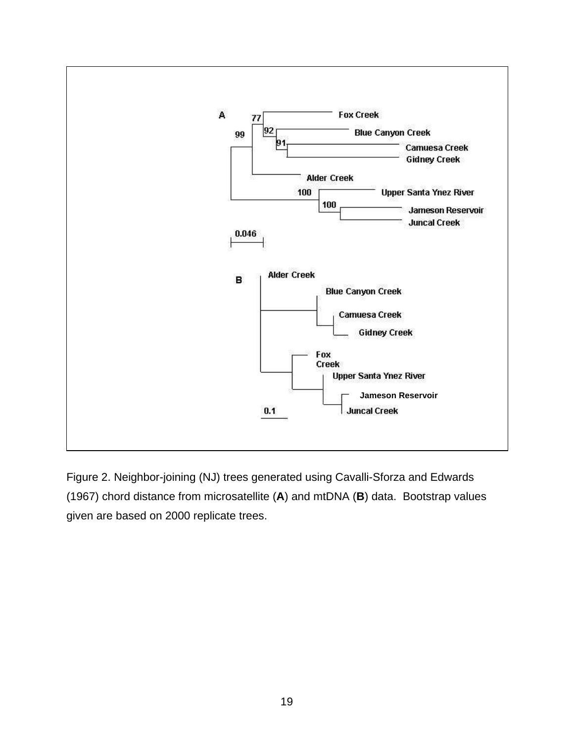Figure 2. Neighbor-joining (NJ) trees generated using Cavalli-Sforza and Edwards (1967) chord distance from microsatellite (**A**) and mtDNA (**B**) data. Bootstrap values given are based on 2000 replicate trees.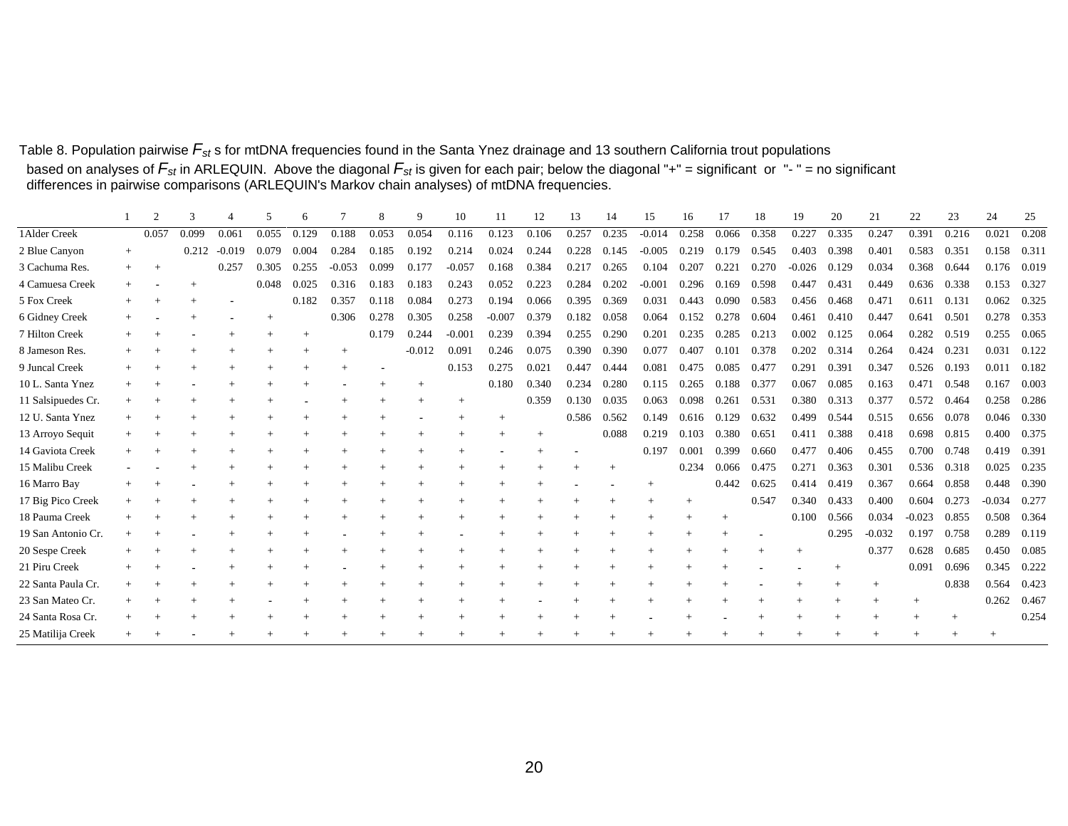Table 8. Population pairwise $F_{st}$ s for mtDNA frequencies found in the Santa Ynez drainage and 13 southern California trout populations based on analyses of $F_{st}$ in ARLEQUIN. Above the diagonal $F_{st}$ is given for each pair; below the diagonal "+" = significant or "- " = no significant differences in pairwise comparisons (ARLEQUIN's Markov chain analyses) of mtDNA frequencies.

| | 1 | 2 | 3 | 4 | 5 | 6 | 7 | 8 | 9 | 10 | 11 | 12 | 13 | 14 | 15 | 16 | 17 | 18 | 19 | 20 | 21 | 22 | 23 | 24 | 25 |
|---|---|---|---|---|---|---|---|---|---|---|---|---|---|---|---|---|---|---|---|---|---|---|---|---|---|
| 1Alder Creek | | 0.057 | 0.099 | 0.061 | 0.055 | 0.129 | 0.188 | 0.053 | 0.054 | 0.116 | 0.123 | 0.106 | 0.257 | 0.235 | -0.014 | 0.258 | 0.066 | 0.358 | 0.227 | 0.335 | 0.247 | 0.391 | 0.216 | 0.021 | 0.208 |
| 2 Blue Canyon | + | | 0.212 | -0.019 | 0.079 | 0.004 | 0.284 | 0.185 | 0.192 | 0.214 | 0.024 | 0.244 | 0.228 | 0.145 | -0.005 | 0.219 | 0.179 | 0.545 | 0.403 | 0.398 | 0.401 | 0.583 | 0.351 | 0.158 | 0.311 |
| 3 Cachuma Res. | + | + | | 0.257 | 0.305 | 0.255 | -0.053 | 0.099 | 0.177 | -0.057 | 0.168 | 0.384 | 0.217 | 0.265 | 0.104 | 0.207 | 0.221 | 0.270 | -0.026 | 0.129 | 0.034 | 0.368 | 0.644 | 0.176 | 0.019 |
| 4 Camuesa Creek | + | - | + | | 0.048 | 0.025 | 0.316 | 0.183 | 0.183 | 0.243 | 0.052 | 0.223 | 0.284 | 0.202 | -0.001 | 0.296 | 0.169 | 0.598 | 0.447 | 0.431 | 0.449 | 0.636 | 0.338 | 0.153 | 0.327 |
| 5 Fox Creek | + | + | + | - | | 0.182 | 0.357 | 0.118 | 0.084 | 0.273 | 0.194 | 0.066 | 0.395 | 0.369 | 0.031 | 0.443 | 0.090 | 0.583 | 0.456 | 0.468 | 0.471 | 0.611 | 0.131 | 0.062 | 0.325 |
| 6 Gidney Creek | + | - | + | - | + | | 0.306 | 0.278 | 0.305 | 0.258 | -0.007 | 0.379 | 0.182 | 0.058 | 0.064 | 0.152 | 0.278 | 0.604 | 0.461 | 0.410 | 0.447 | 0.641 | 0.501 | 0.278 | 0.353 |
| 7 Hilton Creek | + | + | - | + | + | + | | 0.179 | 0.244 | -0.001 | 0.239 | 0.394 | 0.255 | 0.290 | 0.201 | 0.235 | 0.285 | 0.213 | 0.002 | 0.125 | 0.064 | 0.282 | 0.519 | 0.255 | 0.065 |
| 8 Jameson Res. | + | + | + | + | + | + | + | | -0.012 | 0.091 | 0.246 | 0.075 | 0.390 | 0.390 | 0.077 | 0.407 | 0.101 | 0.378 | 0.202 | 0.314 | 0.264 | 0.424 | 0.231 | 0.031 | 0.122 |
| 9 Juncal Creek | + | + | + | + | + | + | + | - | | 0.153 | 0.275 | 0.021 | 0.447 | 0.444 | 0.081 | 0.475 | 0.085 | 0.477 | 0.291 | 0.391 | 0.347 | 0.526 | 0.193 | 0.011 | 0.182 |
| 10 L. Santa Ynez | + | + | - | + | + | + | - | + | + | | 0.180 | 0.340 | 0.234 | 0.280 | 0.115 | 0.265 | 0.188 | 0.377 | 0.067 | 0.085 | 0.163 | 0.471 | 0.548 | 0.167 | 0.003 |
| 11 Salsipuedes Cr. | + | + | + | + | + | - | + | + | + | + | | 0.359 | 0.130 | 0.035 | 0.063 | 0.098 | 0.261 | 0.531 | 0.380 | 0.313 | 0.377 | 0.572 | 0.464 | 0.258 | 0.286 |
| 12 U. Santa Ynez | + | + | + | + | + | + | + | + | - | + | + | | 0.586 | 0.562 | 0.149 | 0.616 | 0.129 | 0.632 | 0.499 | 0.544 | 0.515 | 0.656 | 0.078 | 0.046 | 0.330 |
| 13 Arroyo Sequit | + | + | + | + | + | + | + | + | + | + | + | + | | 0.088 | 0.219 | 0.103 | 0.380 | 0.651 | 0.411 | 0.388 | 0.418 | 0.698 | 0.815 | 0.400 | 0.375 |
| 14 Gaviota Creek | + | + | + | + | + | + | + | + | + | + | - | + | - | | 0.197 | 0.001 | 0.399 | 0.660 | 0.477 | 0.406 | 0.455 | 0.700 | 0.748 | 0.419 | 0.391 |
| 15 Malibu Creek | - | - | + | + | + | + | + | + | + | + | + | + | + | + | | 0.234 | 0.066 | 0.475 | 0.271 | 0.363 | 0.301 | 0.536 | 0.318 | 0.025 | 0.235 |
| 16 Marro Bay | + | + | - | + | + | + | + | + | + | + | + | + | - | - | + | | 0.442 | 0.625 | 0.414 | 0.419 | 0.367 | 0.664 | 0.858 | 0.448 | 0.390 |
| 17 Big Pico Creek | + | + | + | + | + | + | + | + | + | + | + | + | + | + | + | + | | 0.547 | 0.340 | 0.433 | 0.400 | 0.604 | 0.273 | -0.034 | 0.277 |
| 18 Pauma Creek | + | + | + | + | + | + | + | + | + | + | + | + | + | + | + | + | + | | 0.100 | 0.566 | 0.034 | -0.023 | 0.855 | 0.508 | 0.364 |
| 19 San Antonio Cr. | + | + | - | + | + | + | - | + | + | - | + | + | + | + | + | + | + | - | | 0.295 | -0.032 | 0.197 | 0.758 | 0.289 | 0.119 |
| 20 Sespe Creek | + | + | + | + | + | + | + | + | + | + | + | + | + | + | + | + | + | + | + | | 0.377 | 0.628 | 0.685 | 0.450 | 0.085 |
| 21 Piru Creek | + | + | - | + | + | + | - | + | + | + | + | + | + | + | + | + | + | - | - | + | | 0.091 | 0.696 | 0.345 | 0.222 |
| 22 Santa Paula Cr. | + | + | + | + | + | + | + | + | + | + | + | + | + | + | + | + | + | - | + | + | + | | 0.838 | 0.564 | 0.423 |
| 23 San Mateo Cr. | + | + | + | + | - | + | + | + | + | + | + | - | + | + | + | + | + | + | + | + | + | + | | 0.262 | 0.467 |
| 24 Santa Rosa Cr. | + | + | + | + | + | + | + | + | + | + | + | + | + | + | - | + | - | + | + | + | + | + | + | | 0.254 |
| 25 Matilija Creek | + | + | - | + | + | + | + | + | + | + | + | + | + | + | + | + | + | + | + | + | + | + | + | + | |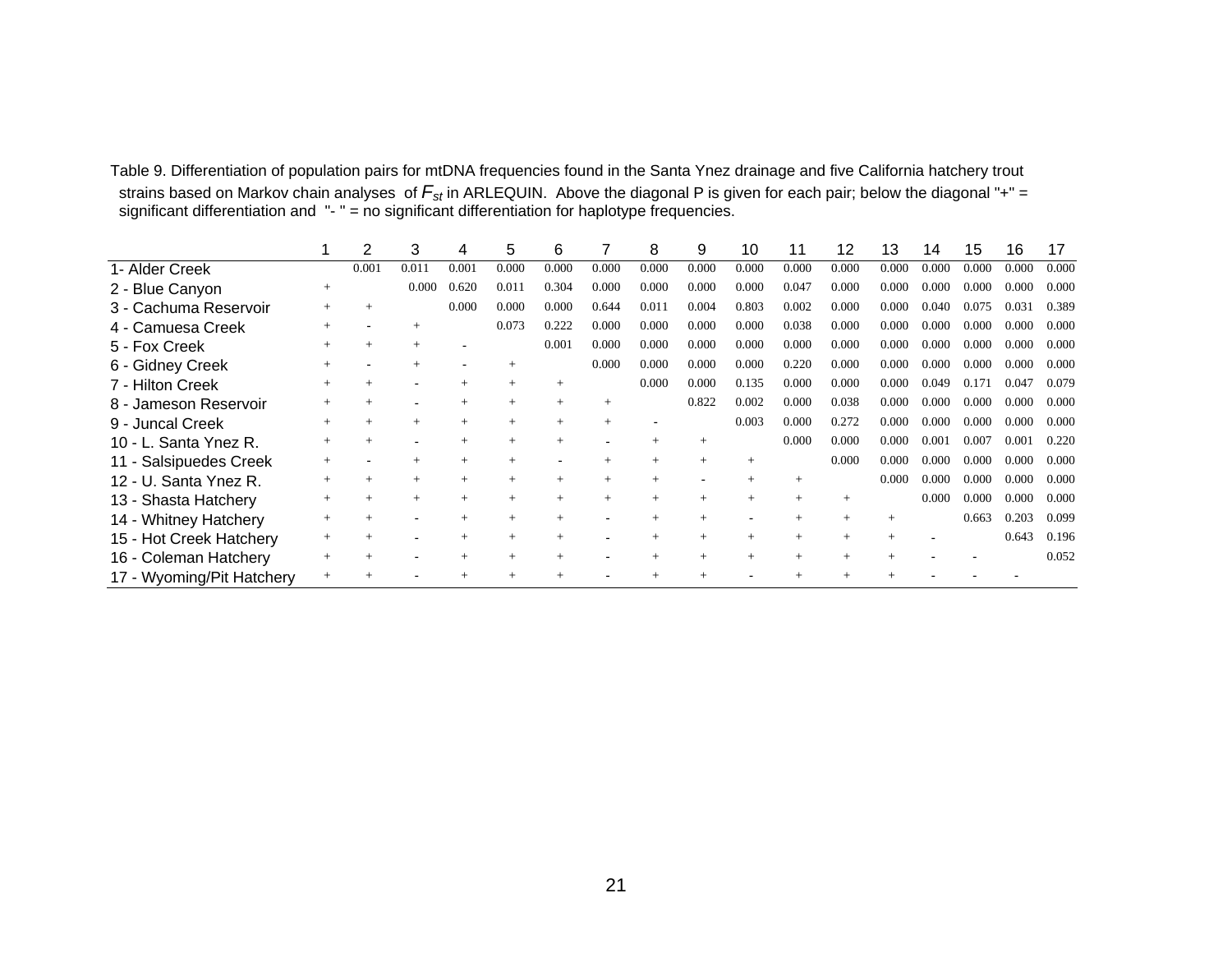Table 9. Differentiation of population pairs for mtDNA frequencies found in the Santa Ynez drainage and five California hatchery trout strains based on Markov chain analyses of $F_{st}$ in ARLEQUIN. Above the diagonal P is given for each pair; below the diagonal "+" = significant differentiation and "- " = no significant differentiation for haplotype frequencies.

| | 1 | 2 | 3 | 4 | 5 | 6 | 7 | 8 | 9 | 10 | 11 | 12 | 13 | 14 | 15 | 16 | 17 |
|---|---|---|---|---|---|---|---|---|---|---|---|---|---|---|---|---|---|
| 1- Alder Creek | | 0.001 | 0.011 | 0.001 | 0.000 | 0.000 | 0.000 | 0.000 | 0.000 | 0.000 | 0.000 | 0.000 | 0.000 | 0.000 | 0.000 | 0.000 | 0.000 |
| 2 - Blue Canyon | + | | 0.000 | 0.620 | 0.011 | 0.304 | 0.000 | 0.000 | 0.000 | 0.000 | 0.047 | 0.000 | 0.000 | 0.000 | 0.000 | 0.000 | 0.000 |
| 3 - Cachuma Reservoir | + | + | | 0.000 | 0.000 | 0.000 | 0.644 | 0.011 | 0.004 | 0.803 | 0.002 | 0.000 | 0.000 | 0.040 | 0.075 | 0.031 | 0.389 |
| 4 - Camuesa Creek | + | - | + | | 0.073 | 0.222 | 0.000 | 0.000 | 0.000 | 0.000 | 0.038 | 0.000 | 0.000 | 0.000 | 0.000 | 0.000 | 0.000 |
| 5 - Fox Creek | + | + | + | - | | 0.001 | 0.000 | 0.000 | 0.000 | 0.000 | 0.000 | 0.000 | 0.000 | 0.000 | 0.000 | 0.000 | 0.000 |
| 6 - Gidney Creek | + | - | + | - | + | | 0.000 | 0.000 | 0.000 | 0.000 | 0.220 | 0.000 | 0.000 | 0.000 | 0.000 | 0.000 | 0.000 |
| 7 - Hilton Creek | + | + | - | + | + | + | | 0.000 | 0.000 | 0.135 | 0.000 | 0.000 | 0.000 | 0.049 | 0.171 | 0.047 | 0.079 |
| 8 - Jameson Reservoir | + | + | - | + | + | + | + | | 0.822 | 0.002 | 0.000 | 0.038 | 0.000 | 0.000 | 0.000 | 0.000 | 0.000 |
| 9 - Juncal Creek | + | + | + | + | + | + | + | - | | 0.003 | 0.000 | 0.272 | 0.000 | 0.000 | 0.000 | 0.000 | 0.000 |
| 10 - L. Santa Ynez R. | + | + | - | + | + | + | - | + | + | | 0.000 | 0.000 | 0.000 | 0.001 | 0.007 | 0.001 | 0.220 |
| 11 - Salsipuedes Creek | + | - | + | + | + | - | + | + | + | + | | 0.000 | 0.000 | 0.000 | 0.000 | 0.000 | 0.000 |
| 12 - U. Santa Ynez R. | + | + | + | + | + | + | + | + | - | + | + | | 0.000 | 0.000 | 0.000 | 0.000 | 0.000 |
| 13 - Shasta Hatchery | + | + | + | + | + | + | + | + | + | + | + | + | | 0.000 | 0.000 | 0.000 | 0.000 |
| 14 - Whitney Hatchery | + | + | - | + | + | + | - | + | + | - | + | + | + | | 0.663 | 0.203 | 0.099 |
| 15 - Hot Creek Hatchery | + | + | - | + | + | + | - | + | + | + | + | + | + | - | | 0.643 | 0.196 |
| 16 - Coleman Hatchery | + | + | - | + | + | + | - | + | + | + | + | + | + | - | - | | 0.052 |
| 17 - Wyoming/Pit Hatchery | + | + | - | + | + | + | - | + | + | - | + | + | + | - | - | - | |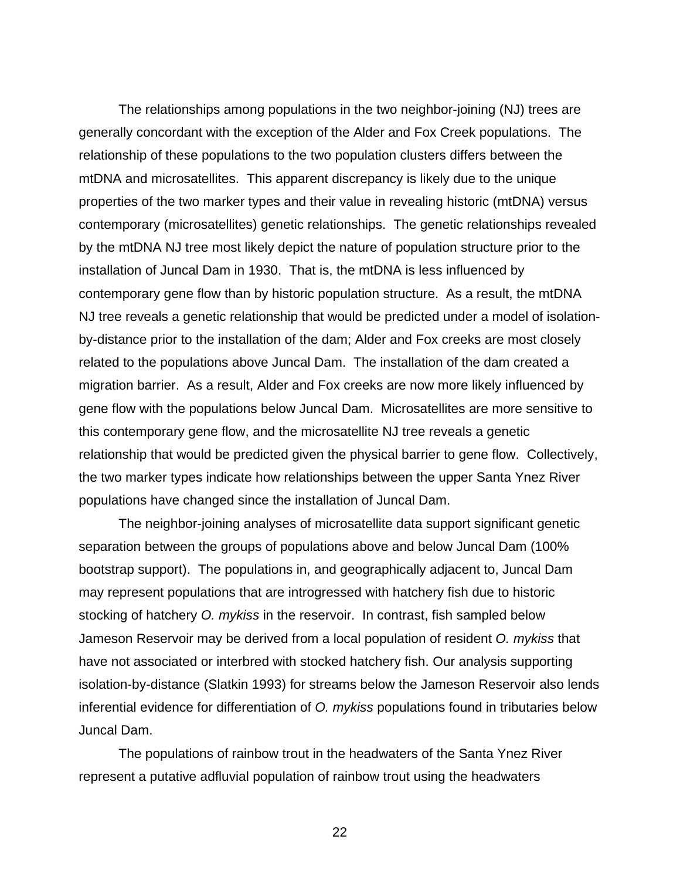The relationships among populations in the two neighbor-joining (NJ) trees are generally concordant with the exception of the Alder and Fox Creek populations. The relationship of these populations to the two population clusters differs between the mtDNA and microsatellites. This apparent discrepancy is likely due to the unique properties of the two marker types and their value in revealing historic (mtDNA) versus contemporary (microsatellites) genetic relationships. The genetic relationships revealed by the mtDNA NJ tree most likely depict the nature of population structure prior to the installation of Juncal Dam in 1930. That is, the mtDNA is less influenced by contemporary gene flow than by historic population structure. As a result, the mtDNA NJ tree reveals a genetic relationship that would be predicted under a model of isolation-by-distance prior to the installation of the dam; Alder and Fox creeks are most closely related to the populations above Juncal Dam. The installation of the dam created a migration barrier. As a result, Alder and Fox creeks are now more likely influenced by gene flow with the populations below Juncal Dam. Microsatellites are more sensitive to this contemporary gene flow, and the microsatellite NJ tree reveals a genetic relationship that would be predicted given the physical barrier to gene flow. Collectively, the two marker types indicate how relationships between the upper Santa Ynez River populations have changed since the installation of Juncal Dam.

The neighbor-joining analyses of microsatellite data support significant genetic separation between the groups of populations above and below Juncal Dam (100% bootstrap support). The populations in, and geographically adjacent to, Juncal Dam may represent populations that are introgressed with hatchery fish due to historic stocking of hatchery *O. mykiss* in the reservoir. In contrast, fish sampled below Jameson Reservoir may be derived from a local population of resident *O. mykiss* that have not associated or interbred with stocked hatchery fish. Our analysis supporting isolation-by-distance (Slatkin 1993) for streams below the Jameson Reservoir also lends inferential evidence for differentiation of *O. mykiss* populations found in tributaries below Juncal Dam.

The populations of rainbow trout in the headwaters of the Santa Ynez River represent a putative adfluvial population of rainbow trout using the headwaters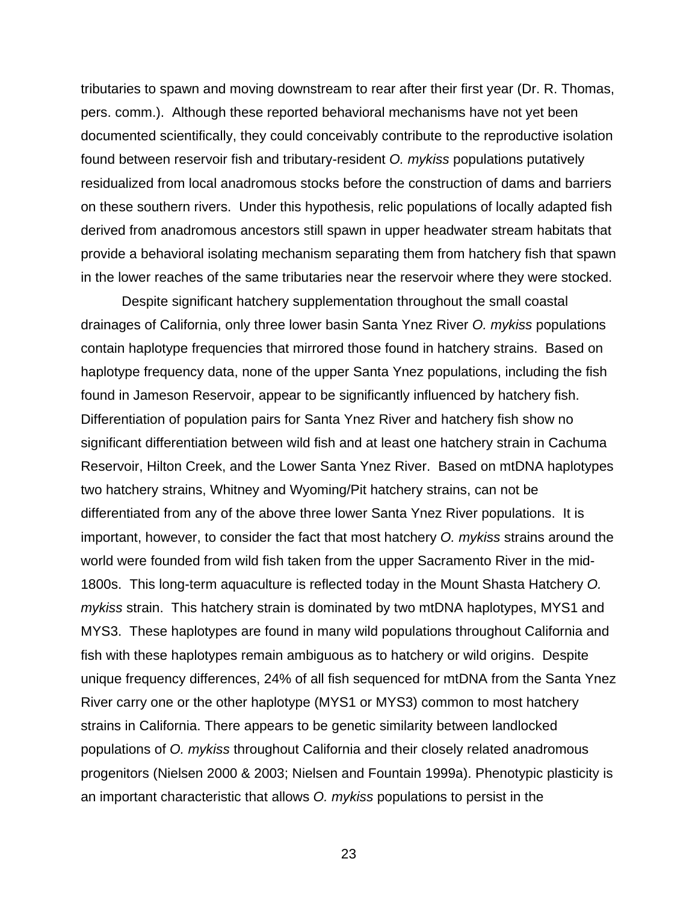tributaries to spawn and moving downstream to rear after their first year (Dr. R. Thomas, pers. comm.). Although these reported behavioral mechanisms have not yet been documented scientifically, they could conceivably contribute to the reproductive isolation found between reservoir fish and tributary-resident *O. mykiss* populations putatively residualized from local anadromous stocks before the construction of dams and barriers on these southern rivers. Under this hypothesis, relic populations of locally adapted fish derived from anadromous ancestors still spawn in upper headwater stream habitats that provide a behavioral isolating mechanism separating them from hatchery fish that spawn in the lower reaches of the same tributaries near the reservoir where they were stocked.

Despite significant hatchery supplementation throughout the small coastal drainages of California, only three lower basin Santa Ynez River *O. mykiss* populations contain haplotype frequencies that mirrored those found in hatchery strains. Based on haplotype frequency data, none of the upper Santa Ynez populations, including the fish found in Jameson Reservoir, appear to be significantly influenced by hatchery fish. Differentiation of population pairs for Santa Ynez River and hatchery fish show no significant differentiation between wild fish and at least one hatchery strain in Cachuma Reservoir, Hilton Creek, and the Lower Santa Ynez River. Based on mtDNA haplotypes two hatchery strains, Whitney and Wyoming/Pit hatchery strains, can not be differentiated from any of the above three lower Santa Ynez River populations. It is important, however, to consider the fact that most hatchery *O. mykiss* strains around the world were founded from wild fish taken from the upper Sacramento River in the mid-1800s. This long-term aquaculture is reflected today in the Mount Shasta Hatchery *O. mykiss* strain. This hatchery strain is dominated by two mtDNA haplotypes, MYS1 and MYS3. These haplotypes are found in many wild populations throughout California and fish with these haplotypes remain ambiguous as to hatchery or wild origins. Despite unique frequency differences, 24% of all fish sequenced for mtDNA from the Santa Ynez River carry one or the other haplotype (MYS1 or MYS3) common to most hatchery strains in California. There appears to be genetic similarity between landlocked populations of *O. mykiss* throughout California and their closely related anadromous progenitors (Nielsen 2000 & 2003; Nielsen and Fountain 1999a). Phenotypic plasticity is an important characteristic that allows *O. mykiss* populations to persist in the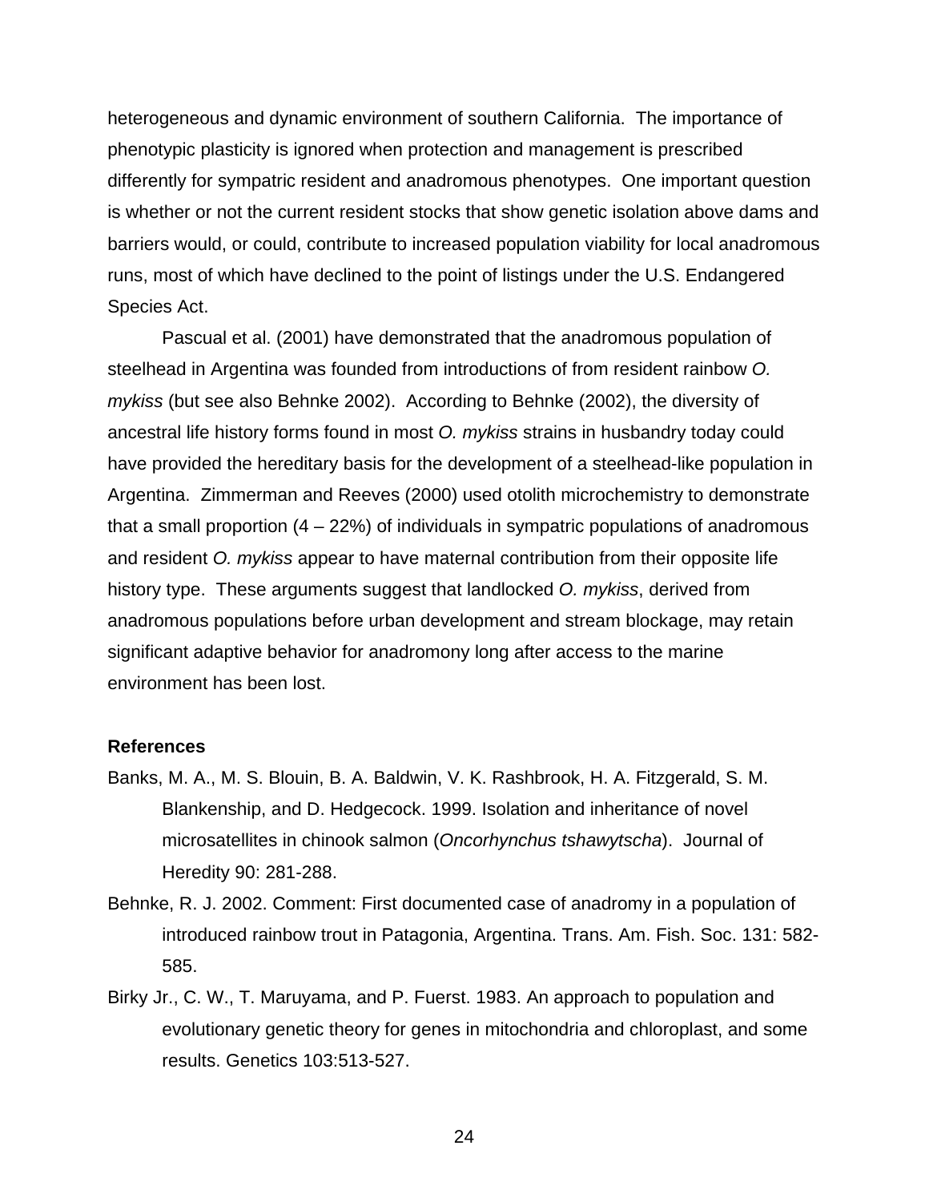heterogeneous and dynamic environment of southern California. The importance of phenotypic plasticity is ignored when protection and management is prescribed differently for sympatric resident and anadromous phenotypes. One important question is whether or not the current resident stocks that show genetic isolation above dams and barriers would, or could, contribute to increased population viability for local anadromous runs, most of which have declined to the point of listings under the U.S. Endangered Species Act.

Pascual et al. (2001) have demonstrated that the anadromous population of steelhead in Argentina was founded from introductions of from resident rainbow *O. mykiss* (but see also Behnke 2002). According to Behnke (2002), the diversity of ancestral life history forms found in most *O. mykiss* strains in husbandry today could have provided the hereditary basis for the development of a steelhead-like population in Argentina. Zimmerman and Reeves (2000) used otolith microchemistry to demonstrate that a small proportion (4 – 22%) of individuals in sympatric populations of anadromous and resident *O. mykiss* appear to have maternal contribution from their opposite life history type. These arguments suggest that landlocked *O. mykiss*, derived from anadromous populations before urban development and stream blockage, may retain significant adaptive behavior for anadromony long after access to the marine environment has been lost.

**References**

Banks, M. A., M. S. Blouin, B. A. Baldwin, V. K. Rashbrook, H. A. Fitzgerald, S. M. Blankenship, and D. Hedgecock. 1999. Isolation and inheritance of novel microsatellites in chinook salmon (*Oncorhynchus tshawytscha*). Journal of Heredity 90: 281-288.

Behnke, R. J. 2002. Comment: First documented case of anadromy in a population of introduced rainbow trout in Patagonia, Argentina. Trans. Am. Fish. Soc. 131: 582-585.

Birky Jr., C. W., T. Maruyama, and P. Fuerst. 1983. An approach to population and evolutionary genetic theory for genes in mitochondria and chloroplast, and some results. Genetics 103:513-527.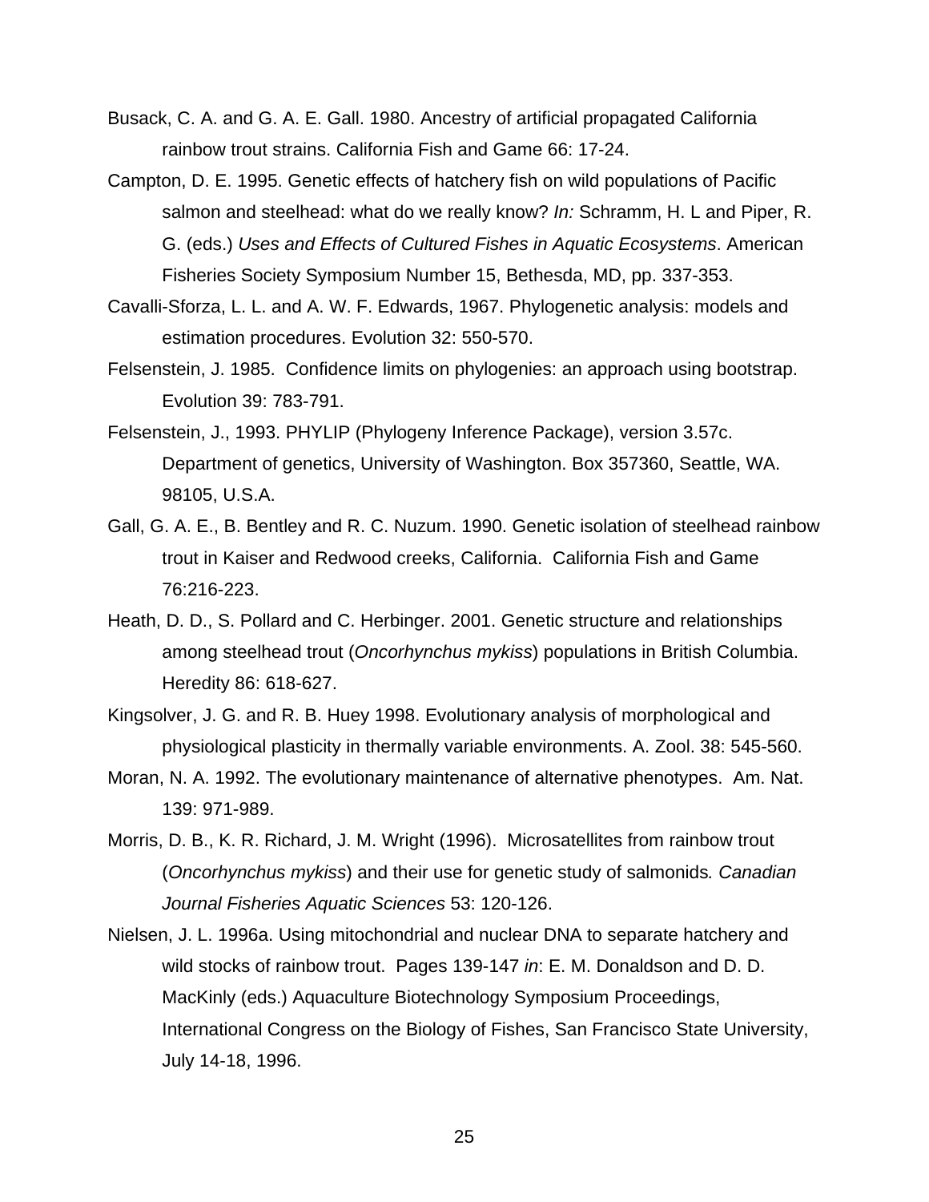Busack, C. A. and G. A. E. Gall. 1980. Ancestry of artificial propagated California rainbow trout strains. California Fish and Game 66: 17-24.

Campton, D. E. 1995. Genetic effects of hatchery fish on wild populations of Pacific salmon and steelhead: what do we really know? *In:* Schramm, H. L and Piper, R. G. (eds.) *Uses and Effects of Cultured Fishes in Aquatic Ecosystems*. American Fisheries Society Symposium Number 15, Bethesda, MD, pp. 337-353.

Cavalli-Sforza, L. L. and A. W. F. Edwards, 1967. Phylogenetic analysis: models and estimation procedures. Evolution 32: 550-570.

Felsenstein, J. 1985. Confidence limits on phylogenies: an approach using bootstrap. Evolution 39: 783-791.

Felsenstein, J., 1993. PHYLIP (Phylogeny Inference Package), version 3.57c. Department of genetics, University of Washington. Box 357360, Seattle, WA. 98105, U.S.A.

Gall, G. A. E., B. Bentley and R. C. Nuzum. 1990. Genetic isolation of steelhead rainbow trout in Kaiser and Redwood creeks, California. California Fish and Game 76:216-223.

Heath, D. D., S. Pollard and C. Herbinger. 2001. Genetic structure and relationships among steelhead trout (*Oncorhynchus mykiss*) populations in British Columbia. Heredity 86: 618-627.

Kingsolver, J. G. and R. B. Huey 1998. Evolutionary analysis of morphological and physiological plasticity in thermally variable environments. A. Zool. 38: 545-560.

Moran, N. A. 1992. The evolutionary maintenance of alternative phenotypes. Am. Nat. 139: 971-989.

Morris, D. B., K. R. Richard, J. M. Wright (1996). Microsatellites from rainbow trout (*Oncorhynchus mykiss*) and their use for genetic study of salmonids*. Canadian Journal Fisheries Aquatic Sciences* 53: 120-126.

Nielsen, J. L. 1996a. Using mitochondrial and nuclear DNA to separate hatchery and wild stocks of rainbow trout. Pages 139-147 *in*: E. M. Donaldson and D. D. MacKinly (eds.) Aquaculture Biotechnology Symposium Proceedings, International Congress on the Biology of Fishes, San Francisco State University, July 14-18, 1996.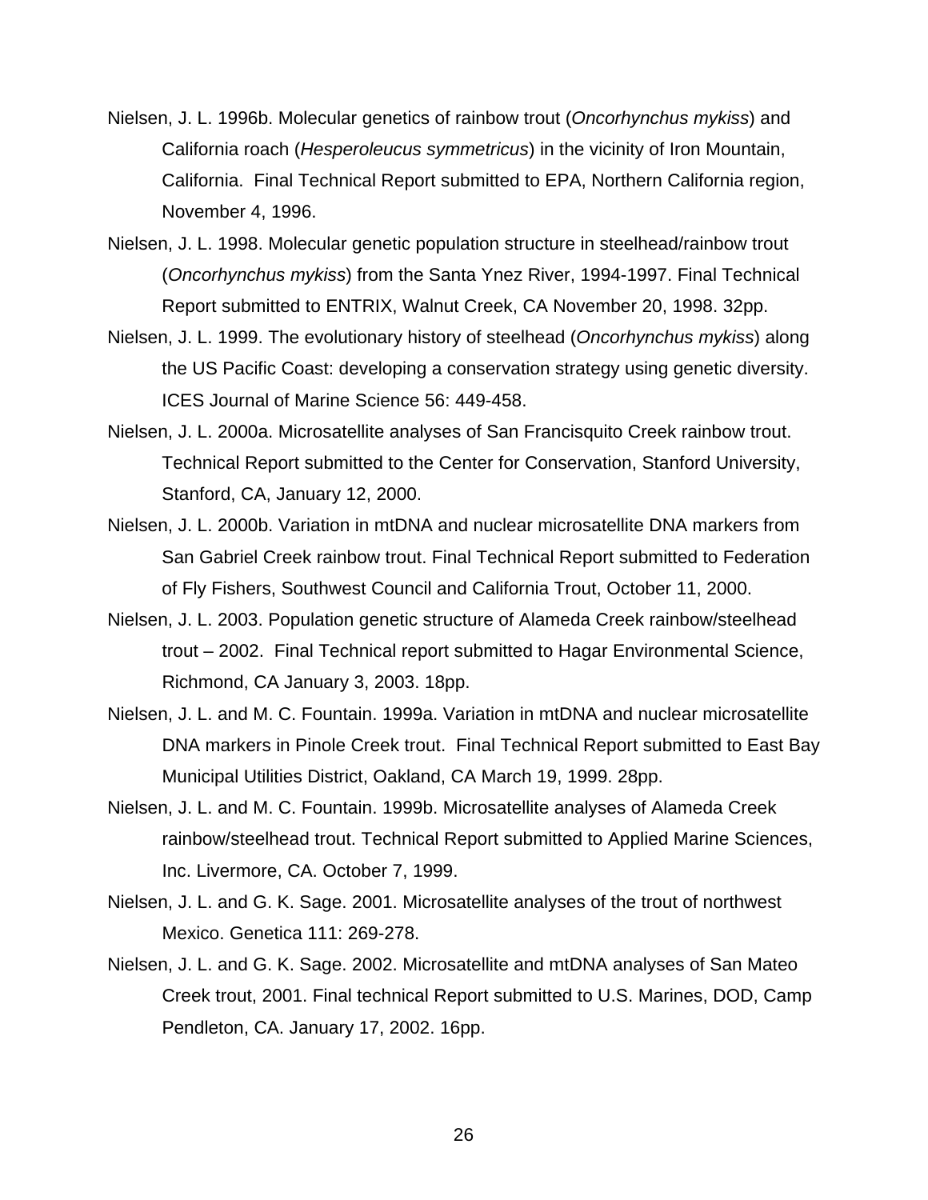Nielsen, J. L. 1996b. Molecular genetics of rainbow trout (*Oncorhynchus mykiss*) and California roach (*Hesperoleucus symmetricus*) in the vicinity of Iron Mountain, California. Final Technical Report submitted to EPA, Northern California region, November 4, 1996.

Nielsen, J. L. 1998. Molecular genetic population structure in steelhead/rainbow trout (*Oncorhynchus mykiss*) from the Santa Ynez River, 1994-1997. Final Technical Report submitted to ENTRIX, Walnut Creek, CA November 20, 1998. 32pp.

Nielsen, J. L. 1999. The evolutionary history of steelhead (*Oncorhynchus mykiss*) along the US Pacific Coast: developing a conservation strategy using genetic diversity. ICES Journal of Marine Science 56: 449-458.

Nielsen, J. L. 2000a. Microsatellite analyses of San Francisquito Creek rainbow trout. Technical Report submitted to the Center for Conservation, Stanford University, Stanford, CA, January 12, 2000.

Nielsen, J. L. 2000b. Variation in mtDNA and nuclear microsatellite DNA markers from San Gabriel Creek rainbow trout. Final Technical Report submitted to Federation of Fly Fishers, Southwest Council and California Trout, October 11, 2000.

Nielsen, J. L. 2003. Population genetic structure of Alameda Creek rainbow/steelhead trout – 2002. Final Technical report submitted to Hagar Environmental Science, Richmond, CA January 3, 2003. 18pp.

Nielsen, J. L. and M. C. Fountain. 1999a. Variation in mtDNA and nuclear microsatellite DNA markers in Pinole Creek trout. Final Technical Report submitted to East Bay Municipal Utilities District, Oakland, CA March 19, 1999. 28pp.

Nielsen, J. L. and M. C. Fountain. 1999b. Microsatellite analyses of Alameda Creek rainbow/steelhead trout. Technical Report submitted to Applied Marine Sciences, Inc. Livermore, CA. October 7, 1999.

Nielsen, J. L. and G. K. Sage. 2001. Microsatellite analyses of the trout of northwest Mexico. Genetica 111: 269-278.

Nielsen, J. L. and G. K. Sage. 2002. Microsatellite and mtDNA analyses of San Mateo Creek trout, 2001. Final technical Report submitted to U.S. Marines, DOD, Camp Pendleton, CA. January 17, 2002. 16pp.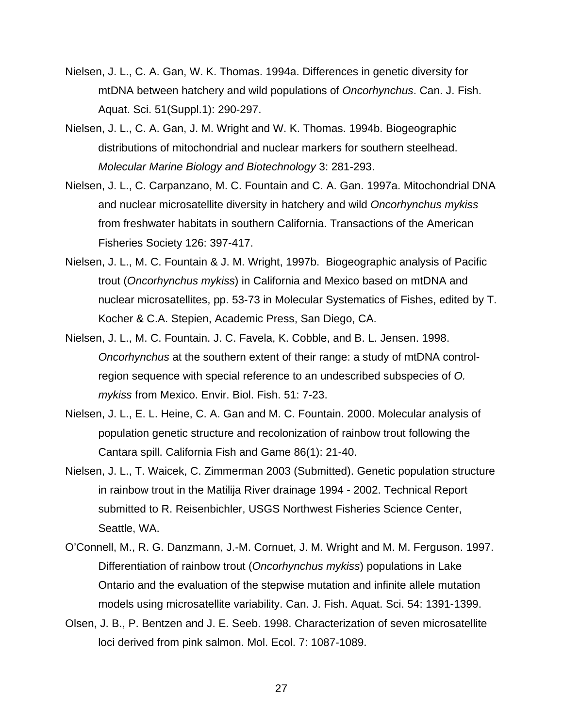Nielsen, J. L., C. A. Gan, W. K. Thomas. 1994a. Differences in genetic diversity for mtDNA between hatchery and wild populations of *Oncorhynchus*. Can. J. Fish. Aquat. Sci. 51(Suppl.1): 290-297.

Nielsen, J. L., C. A. Gan, J. M. Wright and W. K. Thomas. 1994b. Biogeographic distributions of mitochondrial and nuclear markers for southern steelhead. *Molecular Marine Biology and Biotechnology* 3: 281-293.

Nielsen, J. L., C. Carpanzano, M. C. Fountain and C. A. Gan. 1997a. Mitochondrial DNA and nuclear microsatellite diversity in hatchery and wild *Oncorhynchus mykiss* from freshwater habitats in southern California. Transactions of the American Fisheries Society 126: 397-417.

Nielsen, J. L., M. C. Fountain & J. M. Wright, 1997b. Biogeographic analysis of Pacific trout (*Oncorhynchus mykiss*) in California and Mexico based on mtDNA and nuclear microsatellites, pp. 53-73 in Molecular Systematics of Fishes, edited by T. Kocher & C.A. Stepien, Academic Press, San Diego, CA.

Nielsen, J. L., M. C. Fountain. J. C. Favela, K. Cobble, and B. L. Jensen. 1998. *Oncorhynchus* at the southern extent of their range: a study of mtDNA control-region sequence with special reference to an undescribed subspecies of *O. mykiss* from Mexico. Envir. Biol. Fish. 51: 7-23.

Nielsen, J. L., E. L. Heine, C. A. Gan and M. C. Fountain. 2000. Molecular analysis of population genetic structure and recolonization of rainbow trout following the Cantara spill. California Fish and Game 86(1): 21-40.

Nielsen, J. L., T. Waicek, C. Zimmerman 2003 (Submitted). Genetic population structure in rainbow trout in the Matilija River drainage 1994 - 2002. Technical Report submitted to R. Reisenbichler, USGS Northwest Fisheries Science Center, Seattle, WA.

O'Connell, M., R. G. Danzmann, J.-M. Cornuet, J. M. Wright and M. M. Ferguson. 1997. Differentiation of rainbow trout (*Oncorhynchus mykiss*) populations in Lake Ontario and the evaluation of the stepwise mutation and infinite allele mutation models using microsatellite variability. Can. J. Fish. Aquat. Sci. 54: 1391-1399.

Olsen, J. B., P. Bentzen and J. E. Seeb. 1998. Characterization of seven microsatellite loci derived from pink salmon. Mol. Ecol. 7: 1087-1089.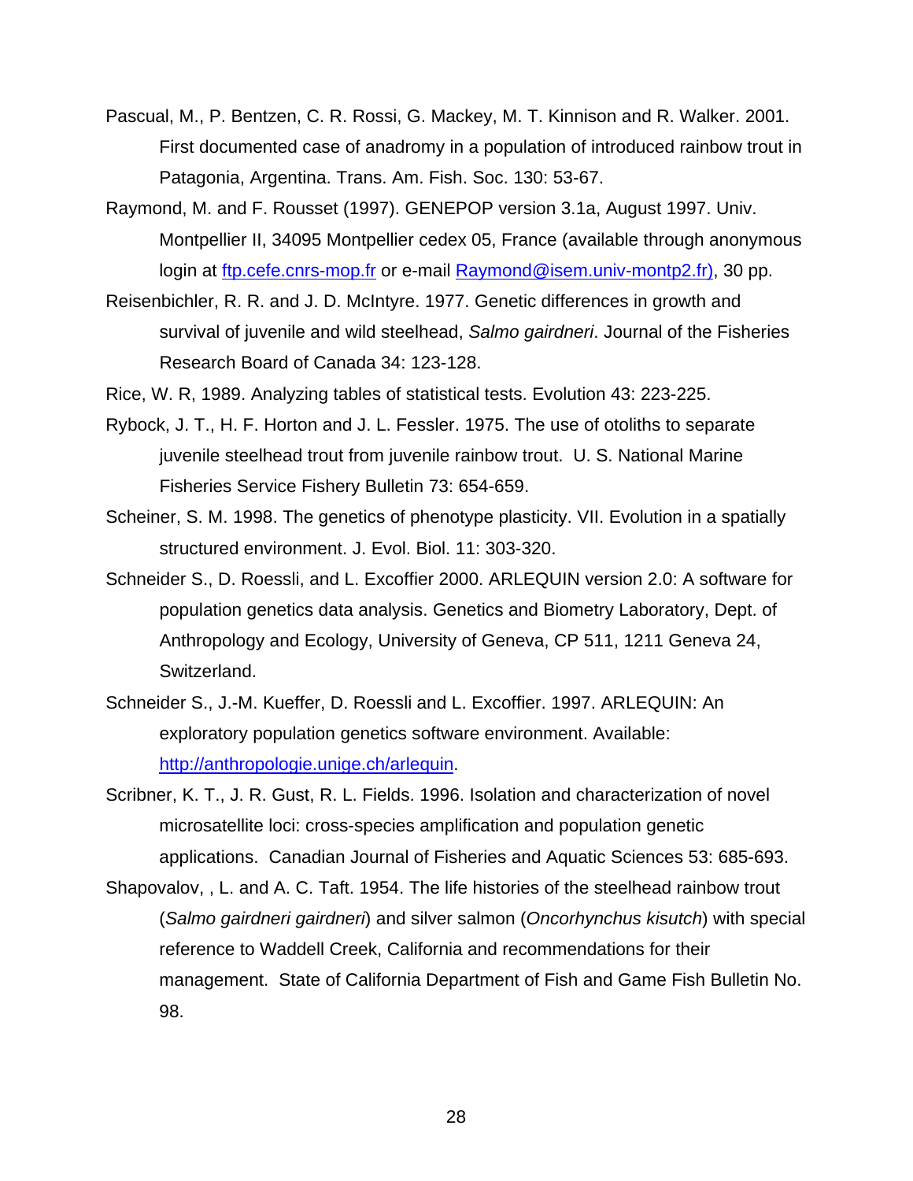Pascual, M., P. Bentzen, C. R. Rossi, G. Mackey, M. T. Kinnison and R. Walker. 2001. First documented case of anadromy in a population of introduced rainbow trout in Patagonia, Argentina. Trans. Am. Fish. Soc. 130: 53-67.

Raymond, M. and F. Rousset (1997). GENEPOP version 3.1a, August 1997. Univ. Montpellier II, 34095 Montpellier cedex 05, France (available through anonymous login at ftp.cefe.cnrs-mop.fr or e-mail Raymond@isem.univ-montp2.fr), 30 pp.

Reisenbichler, R. R. and J. D. McIntyre. 1977. Genetic differences in growth and survival of juvenile and wild steelhead, *Salmo gairdneri*. Journal of the Fisheries Research Board of Canada 34: 123-128.

Rice, W. R, 1989. Analyzing tables of statistical tests. Evolution 43: 223-225.

Rybock, J. T., H. F. Horton and J. L. Fessler. 1975. The use of otoliths to separate juvenile steelhead trout from juvenile rainbow trout. U. S. National Marine Fisheries Service Fishery Bulletin 73: 654-659.

Scheiner, S. M. 1998. The genetics of phenotype plasticity. VII. Evolution in a spatially structured environment. J. Evol. Biol. 11: 303-320.

Schneider S., D. Roessli, and L. Excoffier 2000. ARLEQUIN version 2.0: A software for population genetics data analysis. Genetics and Biometry Laboratory, Dept. of Anthropology and Ecology, University of Geneva, CP 511, 1211 Geneva 24, Switzerland.

Schneider S., J.-M. Kueffer, D. Roessli and L. Excoffier. 1997. ARLEQUIN: An exploratory population genetics software environment. Available: http://anthropologie.unige.ch/arlequin.

Scribner, K. T., J. R. Gust, R. L. Fields. 1996. Isolation and characterization of novel microsatellite loci: cross-species amplification and population genetic applications. Canadian Journal of Fisheries and Aquatic Sciences 53: 685-693.

Shapovalov, , L. and A. C. Taft. 1954. The life histories of the steelhead rainbow trout (*Salmo gairdneri gairdneri*) and silver salmon (*Oncorhynchus kisutch*) with special reference to Waddell Creek, California and recommendations for their management. State of California Department of Fish and Game Fish Bulletin No. 98.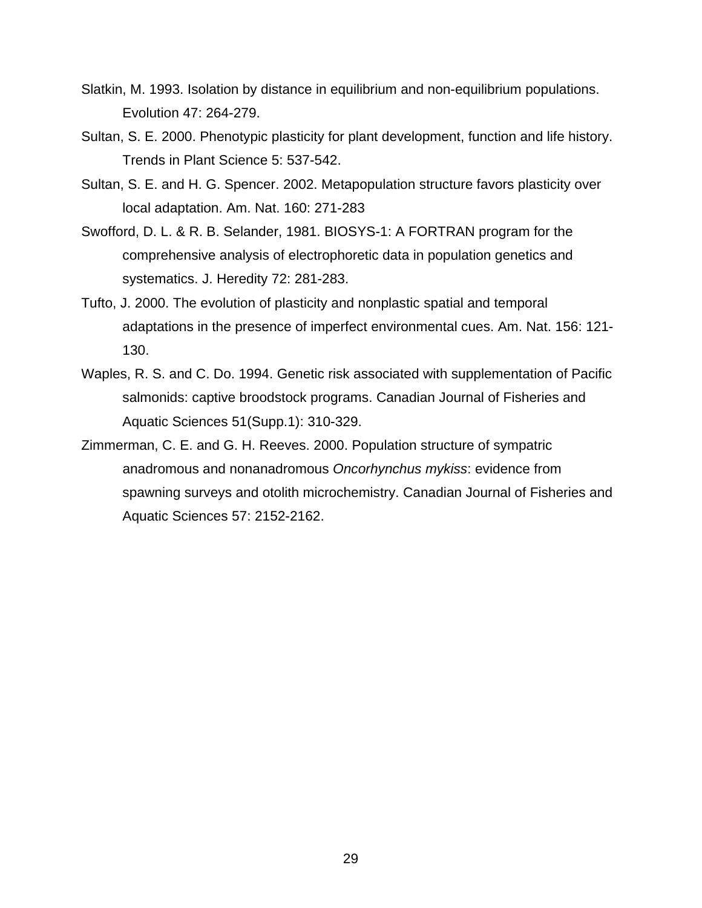Slatkin, M. 1993. Isolation by distance in equilibrium and non-equilibrium populations. Evolution 47: 264-279.

Sultan, S. E. 2000. Phenotypic plasticity for plant development, function and life history. Trends in Plant Science 5: 537-542.

Sultan, S. E. and H. G. Spencer. 2002. Metapopulation structure favors plasticity over local adaptation. Am. Nat. 160: 271-283

Swofford, D. L. & R. B. Selander, 1981. BIOSYS-1: A FORTRAN program for the comprehensive analysis of electrophoretic data in population genetics and systematics. J. Heredity 72: 281-283.

Tufto, J. 2000. The evolution of plasticity and nonplastic spatial and temporal adaptations in the presence of imperfect environmental cues. Am. Nat. 156: 121-130.

Waples, R. S. and C. Do. 1994. Genetic risk associated with supplementation of Pacific salmonids: captive broodstock programs. Canadian Journal of Fisheries and Aquatic Sciences 51(Supp.1): 310-329.

Zimmerman, C. E. and G. H. Reeves. 2000. Population structure of sympatric anadromous and nonanadromous *Oncorhynchus mykiss*: evidence from spawning surveys and otolith microchemistry. Canadian Journal of Fisheries and Aquatic Sciences 57: 2152-2162.